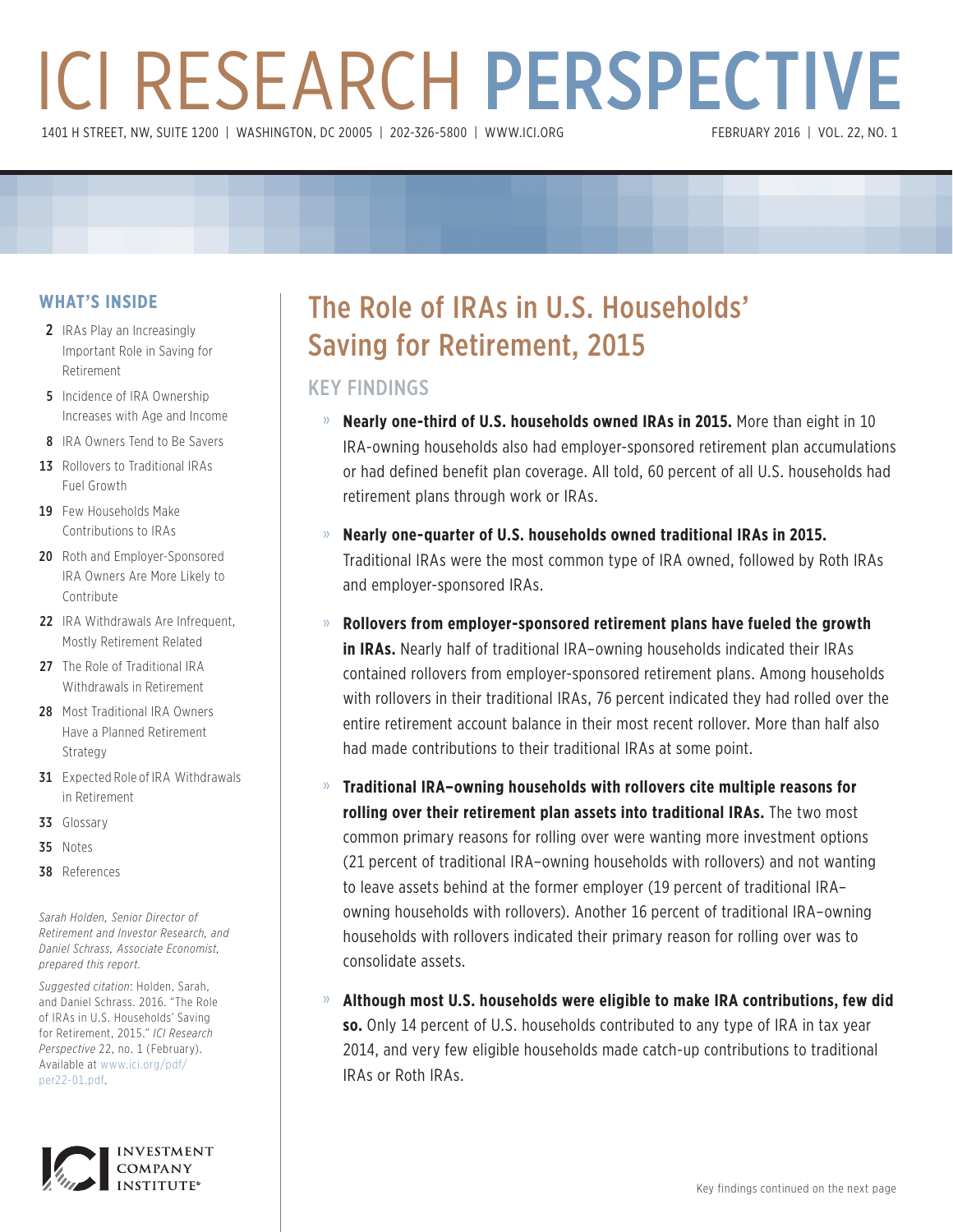# ICI RESEARCH PERSPECTIVE

1401 H STREET, NW, SUITE 1200 | WASHINGTON, DC 20005 | 202-326-5800 | WWW.ICI.ORG

FEBRUARY 2016 | VOL. 22, NO. 1

## WHAT'S INSIDE

- **2** IRAs Play an Increasingly Important Role in Saving for Retirement
- **5** Incidence of IRA Ownership Increases with Age and Income
- **8** IRA Owners Tend to Be Savers
- **13** Rollovers to Traditional IRAs Fuel Growth
- **19** Few Households Make Contributions to IRAs
- **20** Roth and Employer-Sponsored IRA Owners Are More Likely to Contribute
- **22** IRA Withdrawals Are Infrequent, Mostly Retirement Related
- **27** The Role of Traditional IRA Withdrawals in Retirement
- **28** Most Traditional IRA Owners Have a Planned Retirement Strategy
- **31** Expected Role of IRA Withdrawals in Retirement
- **33** Glossary
- **35** Notes
- **38** References

*Sarah Holden, Senior Director of Retirement and Investor Research, and Daniel Schrass, Associate Economist, prepared this report.*

*Suggested citation*: Holden, Sarah, and Daniel Schrass. 2016. "The Role of IRAs in U.S. Households' Saving for Retirement, 2015." *ICI Research Perspective* 22, no. 1 (February). Available at www.ici.org/pdf/per22-01.pdf.

# The Role of IRAs in U.S. Households' Saving for Retirement, 2015

## KEY FINDINGS

- **Nearly one-third of U.S. households owned IRAs in 2015.** More than eight in 10 IRA-owning households also had employer-sponsored retirement plan accumulations or had defined benefit plan coverage. All told, 60 percent of all U.S. households had retirement plans through work or IRAs.

- **Nearly one-quarter of U.S. households owned traditional IRAs in 2015.** Traditional IRAs were the most common type of IRA owned, followed by Roth IRAs and employer-sponsored IRAs.

- **Rollovers from employer-sponsored retirement plans have fueled the growth in IRAs.** Nearly half of traditional IRA–owning households indicated their IRAs contained rollovers from employer-sponsored retirement plans. Among households with rollovers in their traditional IRAs, 76 percent indicated they had rolled over the entire retirement account balance in their most recent rollover. More than half also had made contributions to their traditional IRAs at some point.

- **Traditional IRA–owning households with rollovers cite multiple reasons for rolling over their retirement plan assets into traditional IRAs.** The two most common primary reasons for rolling over were wanting more investment options (21 percent of traditional IRA–owning households with rollovers) and not wanting to leave assets behind at the former employer (19 percent of traditional IRA–owning households with rollovers). Another 16 percent of traditional IRA–owning households with rollovers indicated their primary reason for rolling over was to consolidate assets.

- **Although most U.S. households were eligible to make IRA contributions, few did so.** Only 14 percent of U.S. households contributed to any type of IRA in tax year 2014, and very few eligible households made catch-up contributions to traditional IRAs or Roth IRAs.

INVESTMENT COMPANY INSTITUTE

Key findings continued on the next page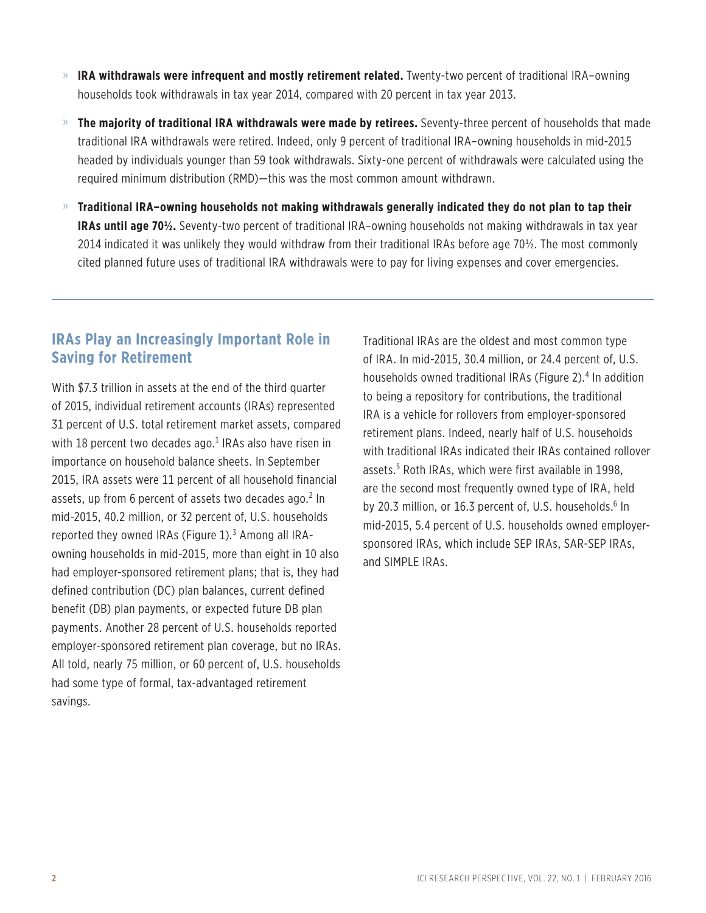- **IRA withdrawals were infrequent and mostly retirement related.** Twenty-two percent of traditional IRA–owning households took withdrawals in tax year 2014, compared with 20 percent in tax year 2013.
- **The majority of traditional IRA withdrawals were made by retirees.** Seventy-three percent of households that made traditional IRA withdrawals were retired. Indeed, only 9 percent of traditional IRA–owning households in mid-2015 headed by individuals younger than 59 took withdrawals. Sixty-one percent of withdrawals were calculated using the required minimum distribution (RMD)—this was the most common amount withdrawn.
- **Traditional IRA–owning households not making withdrawals generally indicated they do not plan to tap their IRAs until age 70½.** Seventy-two percent of traditional IRA–owning households not making withdrawals in tax year 2014 indicated it was unlikely they would withdraw from their traditional IRAs before age 70½. The most commonly cited planned future uses of traditional IRA withdrawals were to pay for living expenses and cover emergencies.

---

## IRAs Play an Increasingly Important Role in Saving for Retirement

With $7.3 trillion in assets at the end of the third quarter of 2015, individual retirement accounts (IRAs) represented 31 percent of U.S. total retirement market assets, compared with 18 percent two decades ago.[1] IRAs also have risen in importance on household balance sheets. In September 2015, IRA assets were 11 percent of all household financial assets, up from 6 percent of assets two decades ago.[2] In mid-2015, 40.2 million, or 32 percent of, U.S. households reported they owned IRAs (Figure 1).[3] Among all IRA-owning households in mid-2015, more than eight in 10 also had employer-sponsored retirement plans; that is, they had defined contribution (DC) plan balances, current defined benefit (DB) plan payments, or expected future DB plan payments. Another 28 percent of U.S. households reported employer-sponsored retirement plan coverage, but no IRAs. All told, nearly 75 million, or 60 percent of, U.S. households had some type of formal, tax-advantaged retirement savings.

Traditional IRAs are the oldest and most common type of IRA. In mid-2015, 30.4 million, or 24.4 percent of, U.S. households owned traditional IRAs (Figure 2).[4] In addition to being a repository for contributions, the traditional IRA is a vehicle for rollovers from employer-sponsored retirement plans. Indeed, nearly half of U.S. households with traditional IRAs indicated their IRAs contained rollover assets.[5] Roth IRAs, which were first available in 1998, are the second most frequently owned type of IRA, held by 20.3 million, or 16.3 percent of, U.S. households.[6] In mid-2015, 5.4 percent of U.S. households owned employer-sponsored IRAs, which include SEP IRAs, SAR-SEP IRAs, and SIMPLE IRAs.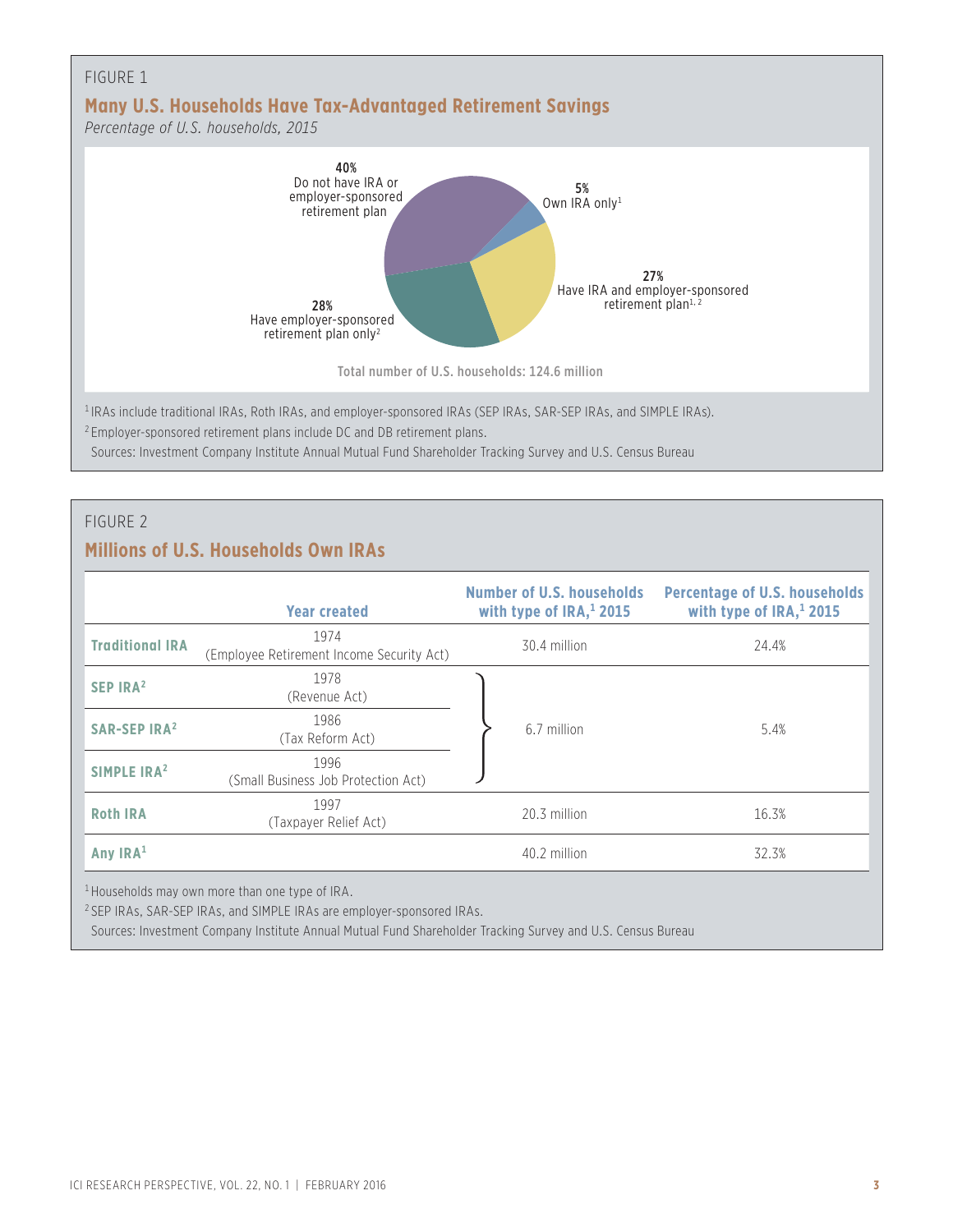FIGURE 1

## Many U.S. Households Have Tax-Advantaged Retirement Savings

*Percentage of U.S. households, 2015*

**40%** Do not have IRA or employer-sponsored retirement plan

**5%** Own IRA only[1]

**27%** Have IRA and employer-sponsored retirement plan[1, 2]

**28%** Have employer-sponsored retirement plan only[2]

Total number of U.S. households: 124.6 million

[1] IRAs include traditional IRAs, Roth IRAs, and employer-sponsored IRAs (SEP IRAs, SAR-SEP IRAs, and SIMPLE IRAs).

[2] Employer-sponsored retirement plans include DC and DB retirement plans.

Sources: Investment Company Institute Annual Mutual Fund Shareholder Tracking Survey and U.S. Census Bureau

FIGURE 2

## Millions of U.S. Households Own IRAs

| | Year created | Number of U.S. households with type of IRA,[1] 2015 | Percentage of U.S. households with type of IRA,[1] 2015 |
|---|---|---|---|
| Traditional IRA | 1974 (Employee Retirement Income Security Act) | 30.4 million | 24.4% |
| SEP IRA[2] | 1978 (Revenue Act) | 6.7 million | 5.4% |
| SAR-SEP IRA[2] | 1986 (Tax Reform Act) | | |
| SIMPLE IRA[2] | 1996 (Small Business Job Protection Act) | | |
| Roth IRA | 1997 (Taxpayer Relief Act) | 20.3 million | 16.3% |
| Any IRA[1] | | 40.2 million | 32.3% |

[1] Households may own more than one type of IRA.

[2] SEP IRAs, SAR-SEP IRAs, and SIMPLE IRAs are employer-sponsored IRAs.

Sources: Investment Company Institute Annual Mutual Fund Shareholder Tracking Survey and U.S. Census Bureau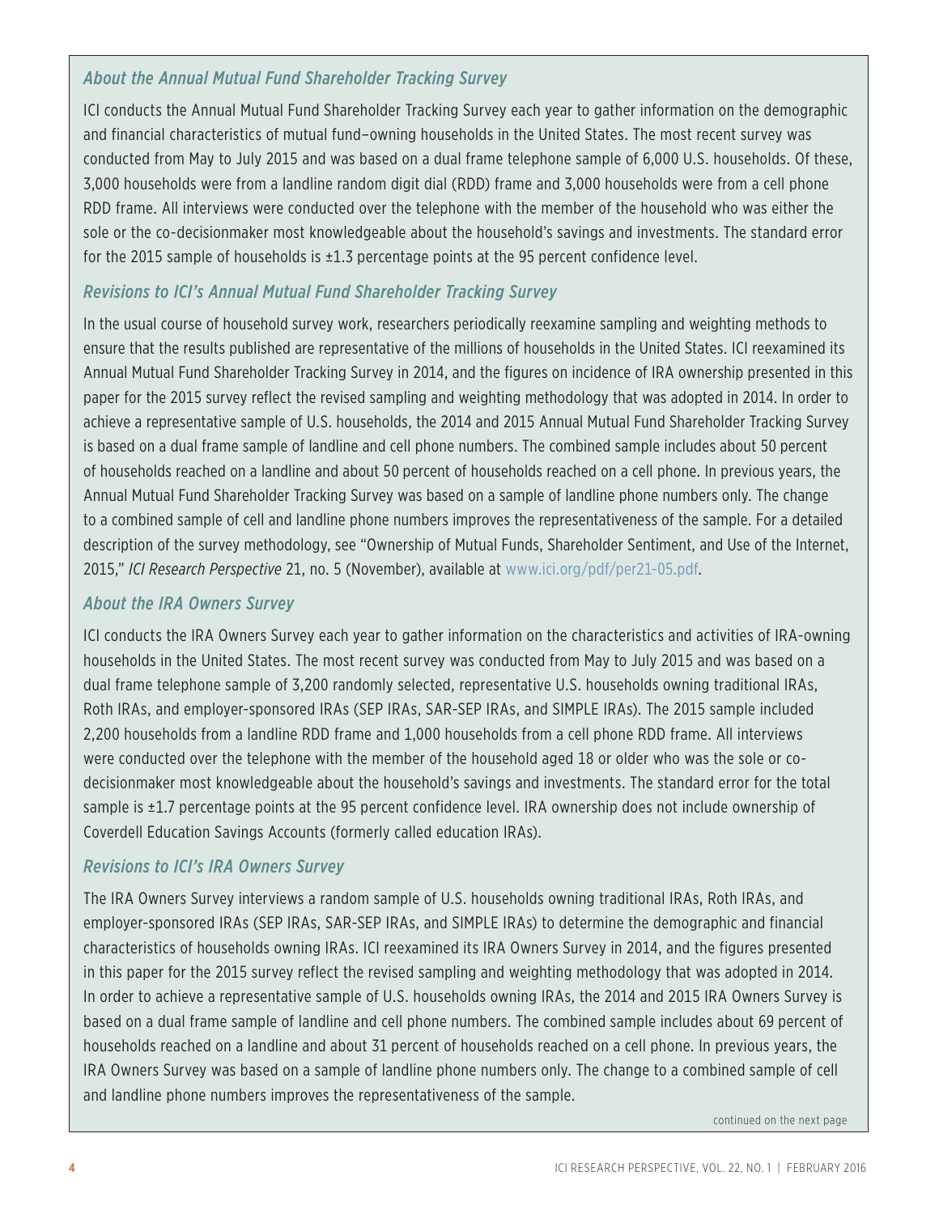### *About the Annual Mutual Fund Shareholder Tracking Survey*

ICI conducts the Annual Mutual Fund Shareholder Tracking Survey each year to gather information on the demographic and financial characteristics of mutual fund–owning households in the United States. The most recent survey was conducted from May to July 2015 and was based on a dual frame telephone sample of 6,000 U.S. households. Of these, 3,000 households were from a landline random digit dial (RDD) frame and 3,000 households were from a cell phone RDD frame. All interviews were conducted over the telephone with the member of the household who was either the sole or the co-decisionmaker most knowledgeable about the household's savings and investments. The standard error for the 2015 sample of households is ±1.3 percentage points at the 95 percent confidence level.

### *Revisions to ICI's Annual Mutual Fund Shareholder Tracking Survey*

In the usual course of household survey work, researchers periodically reexamine sampling and weighting methods to ensure that the results published are representative of the millions of households in the United States. ICI reexamined its Annual Mutual Fund Shareholder Tracking Survey in 2014, and the figures on incidence of IRA ownership presented in this paper for the 2015 survey reflect the revised sampling and weighting methodology that was adopted in 2014. In order to achieve a representative sample of U.S. households, the 2014 and 2015 Annual Mutual Fund Shareholder Tracking Survey is based on a dual frame sample of landline and cell phone numbers. The combined sample includes about 50 percent of households reached on a landline and about 50 percent of households reached on a cell phone. In previous years, the Annual Mutual Fund Shareholder Tracking Survey was based on a sample of landline phone numbers only. The change to a combined sample of cell and landline phone numbers improves the representativeness of the sample. For a detailed description of the survey methodology, see "Ownership of Mutual Funds, Shareholder Sentiment, and Use of the Internet, 2015," *ICI Research Perspective* 21, no. 5 (November), available at www.ici.org/pdf/per21-05.pdf.

### *About the IRA Owners Survey*

ICI conducts the IRA Owners Survey each year to gather information on the characteristics and activities of IRA-owning households in the United States. The most recent survey was conducted from May to July 2015 and was based on a dual frame telephone sample of 3,200 randomly selected, representative U.S. households owning traditional IRAs, Roth IRAs, and employer-sponsored IRAs (SEP IRAs, SAR-SEP IRAs, and SIMPLE IRAs). The 2015 sample included 2,200 households from a landline RDD frame and 1,000 households from a cell phone RDD frame. All interviews were conducted over the telephone with the member of the household aged 18 or older who was the sole or co-decisionmaker most knowledgeable about the household's savings and investments. The standard error for the total sample is ±1.7 percentage points at the 95 percent confidence level. IRA ownership does not include ownership of Coverdell Education Savings Accounts (formerly called education IRAs).

### *Revisions to ICI's IRA Owners Survey*

The IRA Owners Survey interviews a random sample of U.S. households owning traditional IRAs, Roth IRAs, and employer-sponsored IRAs (SEP IRAs, SAR-SEP IRAs, and SIMPLE IRAs) to determine the demographic and financial characteristics of households owning IRAs. ICI reexamined its IRA Owners Survey in 2014, and the figures presented in this paper for the 2015 survey reflect the revised sampling and weighting methodology that was adopted in 2014. In order to achieve a representative sample of U.S. households owning IRAs, the 2014 and 2015 IRA Owners Survey is based on a dual frame sample of landline and cell phone numbers. The combined sample includes about 69 percent of households reached on a landline and about 31 percent of households reached on a cell phone. In previous years, the IRA Owners Survey was based on a sample of landline phone numbers only. The change to a combined sample of cell and landline phone numbers improves the representativeness of the sample.

continued on the next page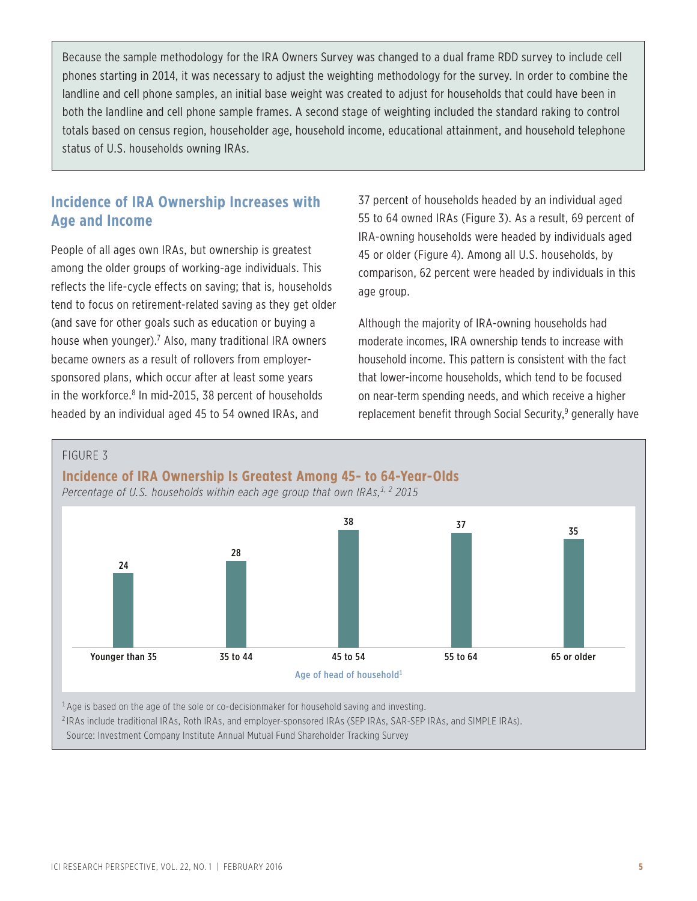Because the sample methodology for the IRA Owners Survey was changed to a dual frame RDD survey to include cell phones starting in 2014, it was necessary to adjust the weighting methodology for the survey. In order to combine the landline and cell phone samples, an initial base weight was created to adjust for households that could have been in both the landline and cell phone sample frames. A second stage of weighting included the standard raking to control totals based on census region, householder age, household income, educational attainment, and household telephone status of U.S. households owning IRAs.

## Incidence of IRA Ownership Increases with Age and Income

People of all ages own IRAs, but ownership is greatest among the older groups of working-age individuals. This reflects the life-cycle effects on saving; that is, households tend to focus on retirement-related saving as they get older (and save for other goals such as education or buying a house when younger).[7] Also, many traditional IRA owners became owners as a result of rollovers from employer-sponsored plans, which occur after at least some years in the workforce.[8] In mid-2015, 38 percent of households headed by an individual aged 45 to 54 owned IRAs, and 37 percent of households headed by an individual aged 55 to 64 owned IRAs (Figure 3). As a result, 69 percent of IRA-owning households were headed by individuals aged 45 or older (Figure 4). Among all U.S. households, by comparison, 62 percent were headed by individuals in this age group.

Although the majority of IRA-owning households had moderate incomes, IRA ownership tends to increase with household income. This pattern is consistent with the fact that lower-income households, which tend to be focused on near-term spending needs, and which receive a higher replacement benefit through Social Security,[9] generally have

FIGURE 3

**Incidence of IRA Ownership Is Greatest Among 45- to 64-Year-Olds**

*Percentage of U.S. households within each age group that own IRAs,[1, 2] 2015*

| Age of head of household[1] | Percentage |
|---|---|
| Younger than 35 | 24 |
| 35 to 44 | 28 |
| 45 to 54 | 38 |
| 55 to 64 | 37 |
| 65 or older | 35 |

[1] Age is based on the age of the sole or co-decisionmaker for household saving and investing.

[2] IRAs include traditional IRAs, Roth IRAs, and employer-sponsored IRAs (SEP IRAs, SAR-SEP IRAs, and SIMPLE IRAs).

Source: Investment Company Institute Annual Mutual Fund Shareholder Tracking Survey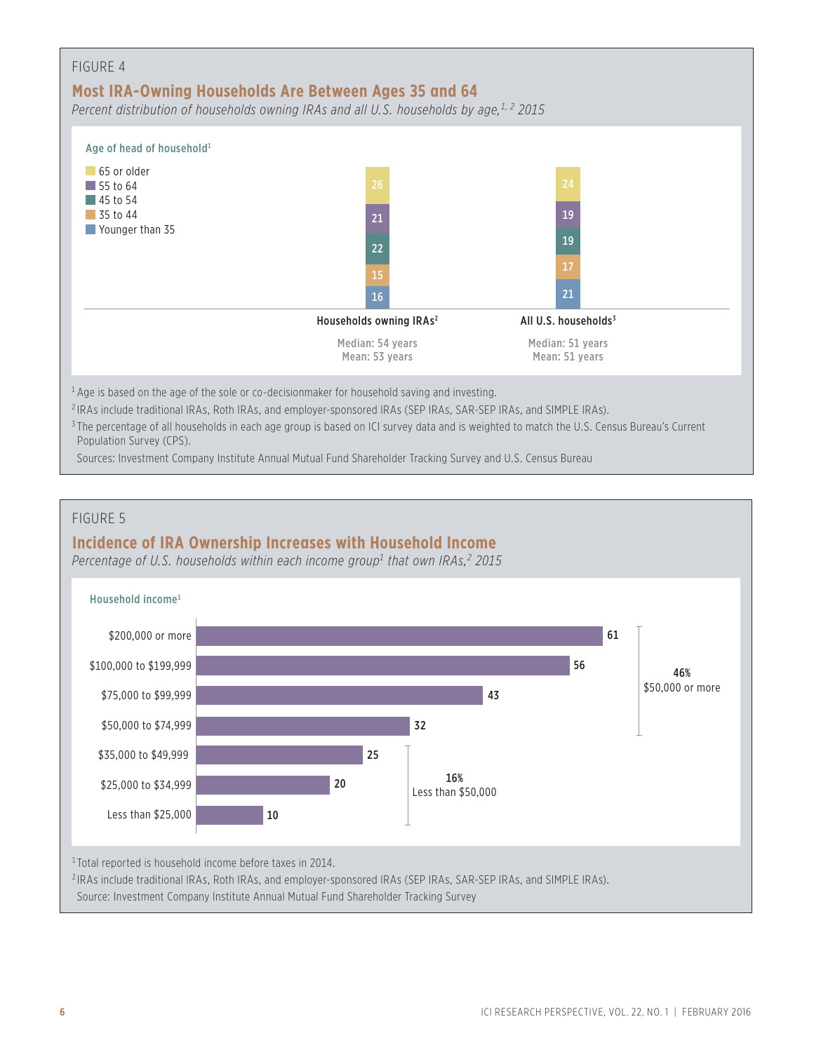FIGURE 4

## Most IRA-Owning Households Are Between Ages 35 and 64

*Percent distribution of households owning IRAs and all U.S. households by age,[1, 2] 2015*

Age of head of household[1]

| Age of head of household | Households owning IRAs[2] | All U.S. households[3] |
|---|---|---|
| 65 or older | 26 | 24 |
| 55 to 64 | 21 | 19 |
| 45 to 54 | 22 | 19 |
| 35 to 44 | 15 | 17 |
| Younger than 35 | 16 | 21 |
| | Median: 54 years<br>Mean: 53 years | Median: 51 years<br>Mean: 51 years |

[1] Age is based on the age of the sole or co-decisionmaker for household saving and investing.

[2] IRAs include traditional IRAs, Roth IRAs, and employer-sponsored IRAs (SEP IRAs, SAR-SEP IRAs, and SIMPLE IRAs).

[3] The percentage of all households in each age group is based on ICI survey data and is weighted to match the U.S. Census Bureau's Current Population Survey (CPS).

Sources: Investment Company Institute Annual Mutual Fund Shareholder Tracking Survey and U.S. Census Bureau

FIGURE 5

## Incidence of IRA Ownership Increases with Household Income

*Percentage of U.S. households within each income group[1] that own IRAs,[2] 2015*

| Household income[1] | Percent |
|---|---|
| \$200,000 or more | 61 |
| \$100,000 to \$199,999 | 56 |
| \$75,000 to \$99,999 | 43 |
| \$50,000 to \$74,999 | 32 |
| \$35,000 to \$49,999 | 25 |
| \$25,000 to \$34,999 | 20 |
| Less than \$25,000 | 10 |

46% \$50,000 or more

16% Less than \$50,000

[1] Total reported is household income before taxes in 2014.

[2] IRAs include traditional IRAs, Roth IRAs, and employer-sponsored IRAs (SEP IRAs, SAR-SEP IRAs, and SIMPLE IRAs).

Source: Investment Company Institute Annual Mutual Fund Shareholder Tracking Survey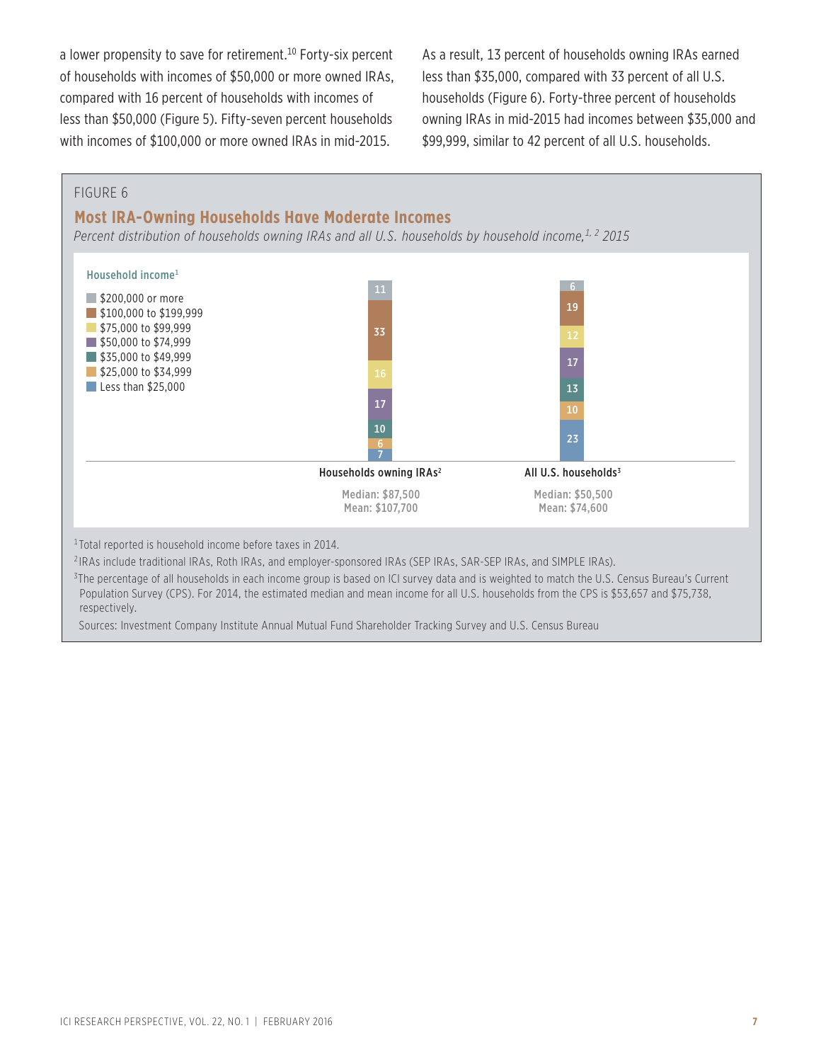a lower propensity to save for retirement.[10] Forty-six percent of households with incomes of $50,000 or more owned IRAs, compared with 16 percent of households with incomes of less than $50,000 (Figure 5). Fifty-seven percent households with incomes of $100,000 or more owned IRAs in mid-2015.

As a result, 13 percent of households owning IRAs earned less than $35,000, compared with 33 percent of all U.S. households (Figure 6). Forty-three percent of households owning IRAs in mid-2015 had incomes between $35,000 and $99,999, similar to 42 percent of all U.S. households.

FIGURE 6

## Most IRA-Owning Households Have Moderate Incomes

*Percent distribution of households owning IRAs and all U.S. households by household income,[1, 2] 2015*

| Household income[1] | Households owning IRAs[2] | All U.S. households[3] |
|---|---|---|
| $200,000 or more | 11 | 6 |
| $100,000 to $199,999 | 33 | 19 |
| $75,000 to $99,999 | 16 | 12 |
| $50,000 to $74,999 | 17 | 17 |
| $35,000 to $49,999 | 10 | 13 |
| $25,000 to $34,999 | 6 | 10 |
| Less than $25,000 | 7 | 23 |
| Median | $87,500 | $50,500 |
| Mean | $107,700 | $74,600 |

[1] Total reported is household income before taxes in 2014.

[2] IRAs include traditional IRAs, Roth IRAs, and employer-sponsored IRAs (SEP IRAs, SAR-SEP IRAs, and SIMPLE IRAs).

[3] The percentage of all households in each income group is based on ICI survey data and is weighted to match the U.S. Census Bureau's Current Population Survey (CPS). For 2014, the estimated median and mean income for all U.S. households from the CPS is $53,657 and $75,738, respectively.

Sources: Investment Company Institute Annual Mutual Fund Shareholder Tracking Survey and U.S. Census Bureau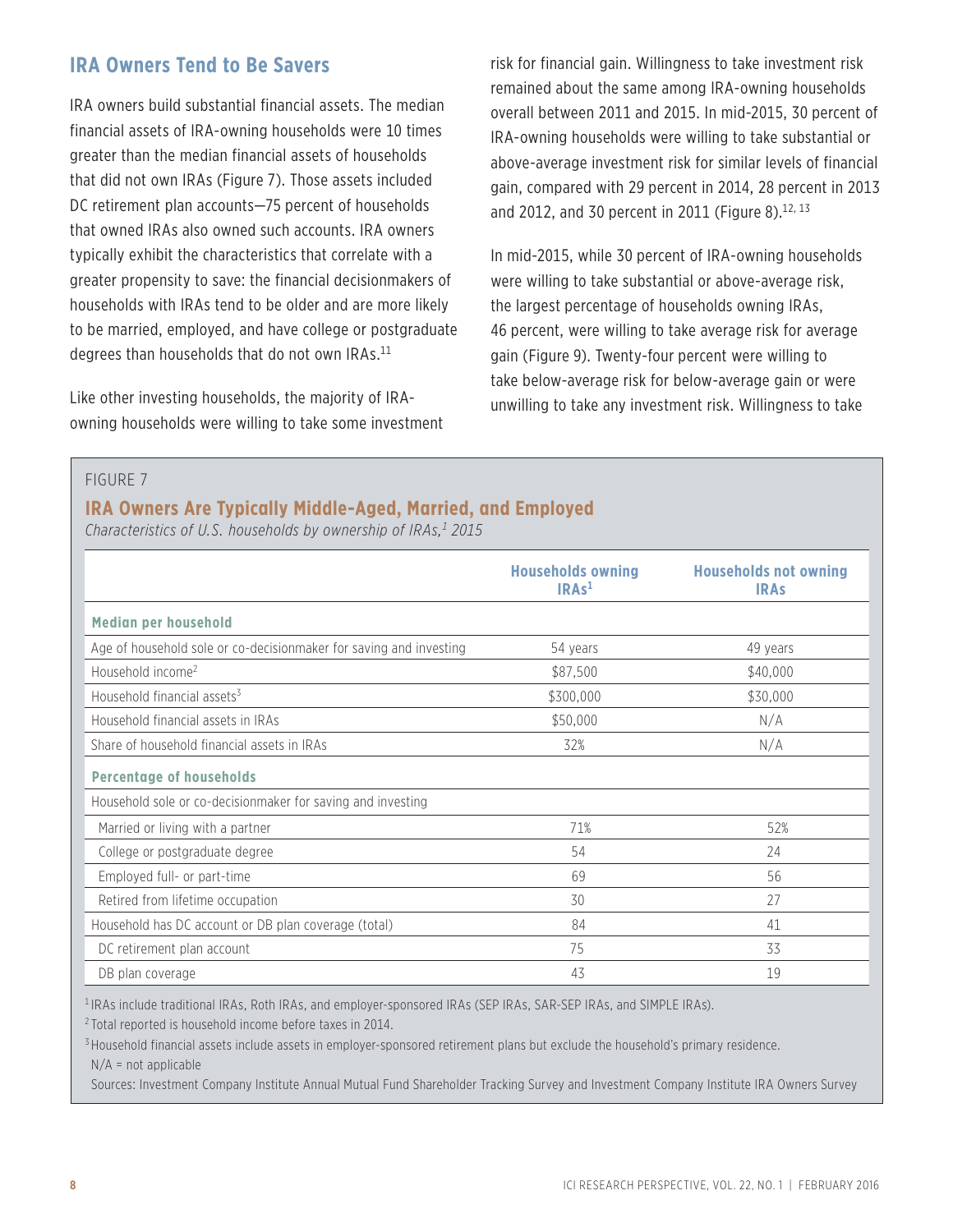## IRA Owners Tend to Be Savers

IRA owners build substantial financial assets. The median financial assets of IRA-owning households were 10 times greater than the median financial assets of households that did not own IRAs (Figure 7). Those assets included DC retirement plan accounts—75 percent of households that owned IRAs also owned such accounts. IRA owners typically exhibit the characteristics that correlate with a greater propensity to save: the financial decisionmakers of households with IRAs tend to be older and are more likely to be married, employed, and have college or postgraduate degrees than households that do not own IRAs.[11]

Like other investing households, the majority of IRA-owning households were willing to take some investment risk for financial gain. Willingness to take investment risk remained about the same among IRA-owning households overall between 2011 and 2015. In mid-2015, 30 percent of IRA-owning households were willing to take substantial or above-average investment risk for similar levels of financial gain, compared with 29 percent in 2014, 28 percent in 2013 and 2012, and 30 percent in 2011 (Figure 8).[12, 13]

In mid-2015, while 30 percent of IRA-owning households were willing to take substantial or above-average risk, the largest percentage of households owning IRAs, 46 percent, were willing to take average risk for average gain (Figure 9). Twenty-four percent were willing to take below-average risk for below-average gain or were unwilling to take any investment risk. Willingness to take

FIGURE 7

### IRA Owners Are Typically Middle-Aged, Married, and Employed

*Characteristics of U.S. households by ownership of IRAs,[1] 2015*

| | Households owning IRAs[1] | Households not owning IRAs |
|---|---|---|
| **Median per household** | | |
| Age of household sole or co-decisionmaker for saving and investing | 54 years | 49 years |
| Household income[2] | $87,500 | $40,000 |
| Household financial assets[3] | $300,000 | $30,000 |
| Household financial assets in IRAs | $50,000 | N/A |
| Share of household financial assets in IRAs | 32% | N/A |
| **Percentage of households** | | |
| Household sole or co-decisionmaker for saving and investing | | |
| Married or living with a partner | 71% | 52% |
| College or postgraduate degree | 54 | 24 |
| Employed full- or part-time | 69 | 56 |
| Retired from lifetime occupation | 30 | 27 |
| Household has DC account or DB plan coverage (total) | 84 | 41 |
| DC retirement plan account | 75 | 33 |
| DB plan coverage | 43 | 19 |

[1] IRAs include traditional IRAs, Roth IRAs, and employer-sponsored IRAs (SEP IRAs, SAR-SEP IRAs, and SIMPLE IRAs).

[2] Total reported is household income before taxes in 2014.

[3] Household financial assets include assets in employer-sponsored retirement plans but exclude the household's primary residence.

N/A = not applicable

Sources: Investment Company Institute Annual Mutual Fund Shareholder Tracking Survey and Investment Company Institute IRA Owners Survey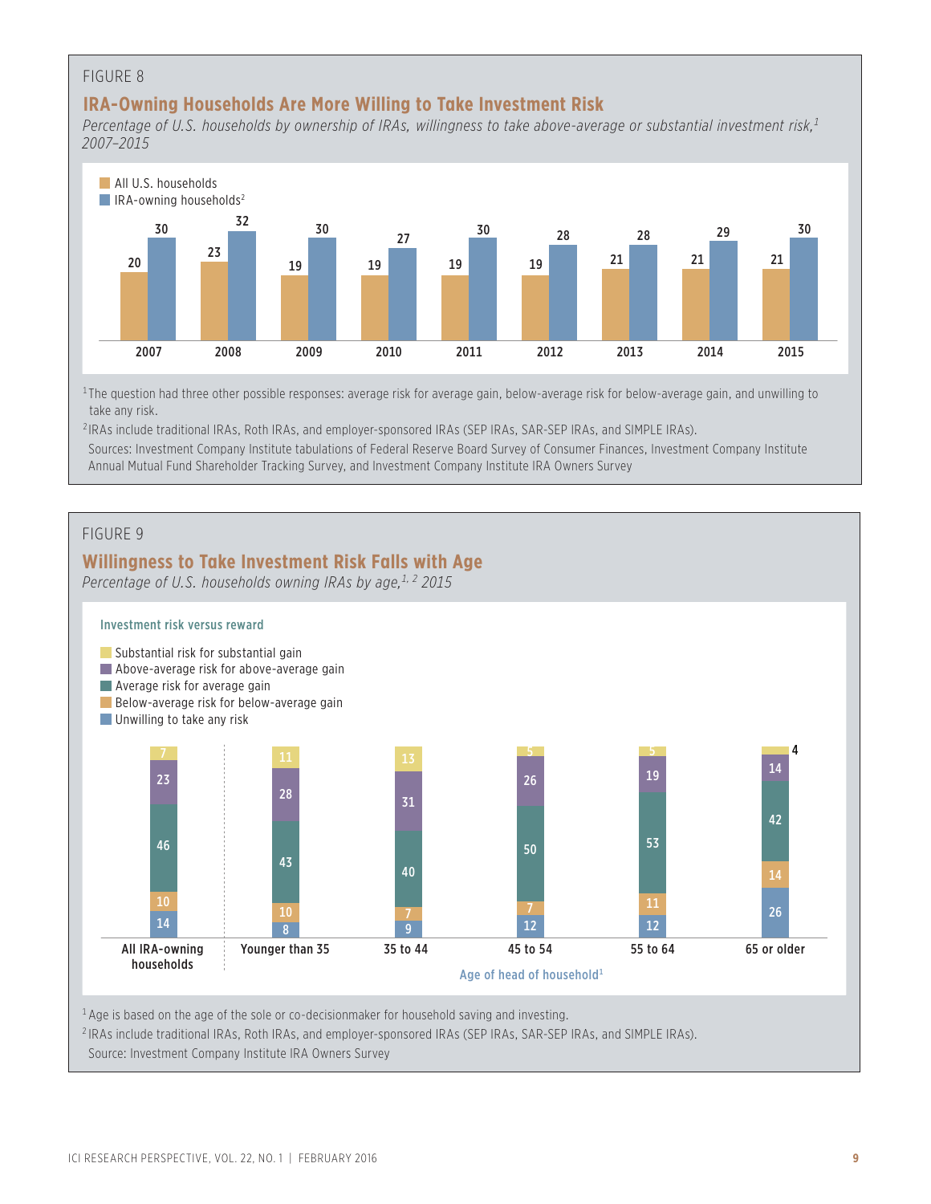FIGURE 8

## IRA-Owning Households Are More Willing to Take Investment Risk

*Percentage of U.S. households by ownership of IRAs, willingness to take above-average or substantial investment risk,[1] 2007–2015*

| | 2007 | 2008 | 2009 | 2010 | 2011 | 2012 | 2013 | 2014 | 2015 |
|---|---|---|---|---|---|---|---|---|---|
| All U.S. households | 20 | 23 | 19 | 19 | 19 | 19 | 21 | 21 | 21 |
| IRA-owning households[2] | 30 | 32 | 30 | 27 | 30 | 28 | 28 | 29 | 30 |

[1] The question had three other possible responses: average risk for average gain, below-average risk for below-average gain, and unwilling to take any risk.

[2] IRAs include traditional IRAs, Roth IRAs, and employer-sponsored IRAs (SEP IRAs, SAR-SEP IRAs, and SIMPLE IRAs).

Sources: Investment Company Institute tabulations of Federal Reserve Board Survey of Consumer Finances, Investment Company Institute Annual Mutual Fund Shareholder Tracking Survey, and Investment Company Institute IRA Owners Survey

FIGURE 9

## Willingness to Take Investment Risk Falls with Age

*Percentage of U.S. households owning IRAs by age,[1, 2] 2015*

Investment risk versus reward

| | All IRA-owning households | Younger than 35 | 35 to 44 | 45 to 54 | 55 to 64 | 65 or older |
|---|---|---|---|---|---|---|
| Substantial risk for substantial gain | 7 | 11 | 13 | 5 | 5 | 4 |
| Above-average risk for above-average gain | 23 | 28 | 31 | 26 | 19 | 14 |
| Average risk for average gain | 46 | 43 | 40 | 50 | 53 | 42 |
| Below-average risk for below-average gain | 10 | 10 | 7 | 7 | 11 | 14 |
| Unwilling to take any risk | 14 | 8 | 9 | 12 | 12 | 26 |

Age of head of household[1]

[1] Age is based on the age of the sole or co-decisionmaker for household saving and investing.

[2] IRAs include traditional IRAs, Roth IRAs, and employer-sponsored IRAs (SEP IRAs, SAR-SEP IRAs, and SIMPLE IRAs).

Source: Investment Company Institute IRA Owners Survey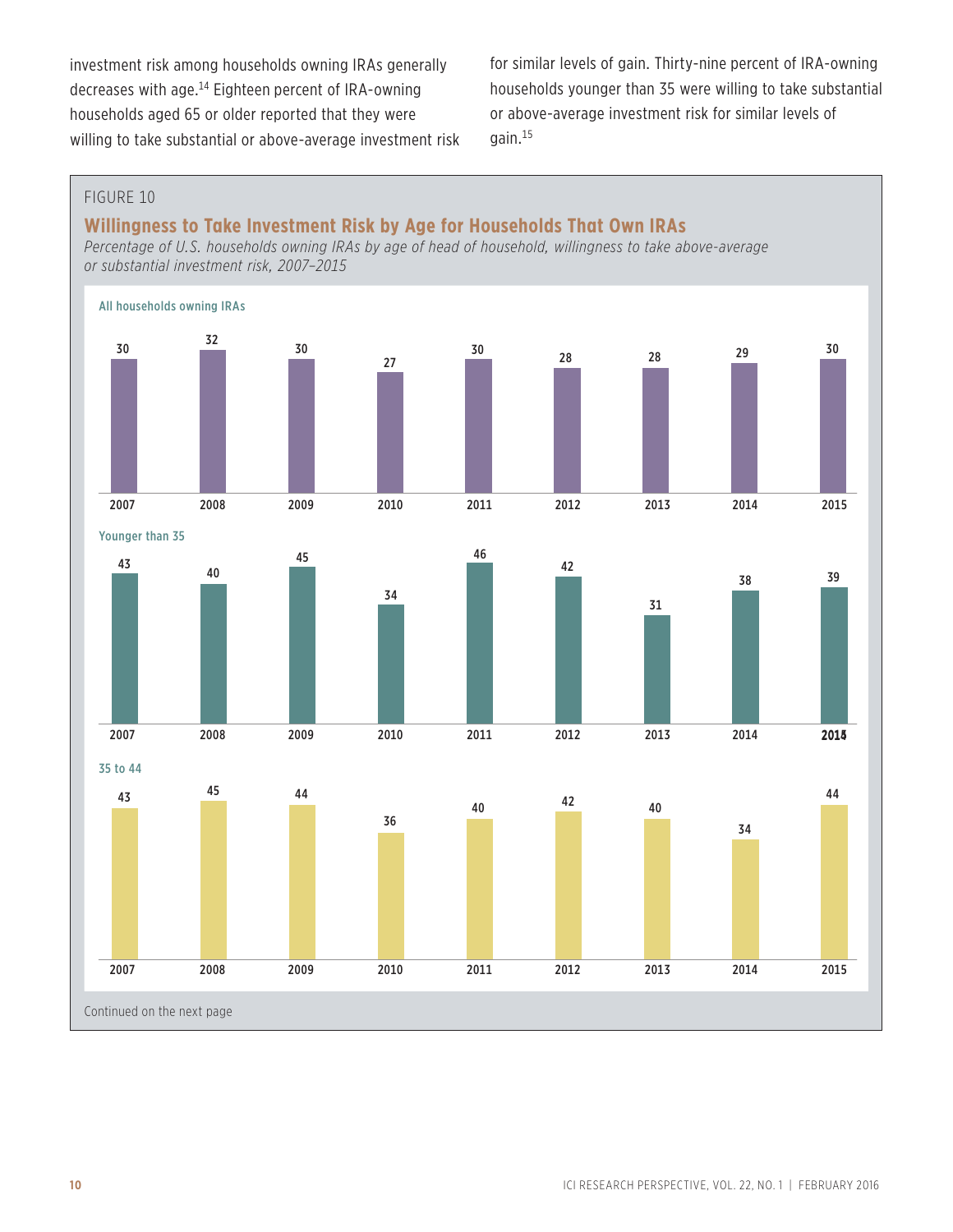investment risk among households owning IRAs generally decreases with age.[14] Eighteen percent of IRA-owning households aged 65 or older reported that they were willing to take substantial or above-average investment risk for similar levels of gain. Thirty-nine percent of IRA-owning households younger than 35 were willing to take substantial or above-average investment risk for similar levels of gain.[15]

FIGURE 10

## Willingness to Take Investment Risk by Age for Households That Own IRAs

*Percentage of U.S. households owning IRAs by age of head of household, willingness to take above-average or substantial investment risk, 2007–2015*

**All households owning IRAs**

| 2007 | 2008 | 2009 | 2010 | 2011 | 2012 | 2013 | 2014 | 2015 |
|---|---|---|---|---|---|---|---|---|
| 30 | 32 | 30 | 27 | 30 | 28 | 28 | 29 | 30 |

**Younger than 35**

| 2007 | 2008 | 2009 | 2010 | 2011 | 2012 | 2013 | 2014 | 2015 |
|---|---|---|---|---|---|---|---|---|
| 43 | 40 | 45 | 34 | 46 | 42 | 31 | 38 | 39 |

**35 to 44**

| 2007 | 2008 | 2009 | 2010 | 2011 | 2012 | 2013 | 2014 | 2015 |
|---|---|---|---|---|---|---|---|---|
| 43 | 45 | 44 | 36 | 40 | 42 | 40 | 34 | 44 |

Continued on the next page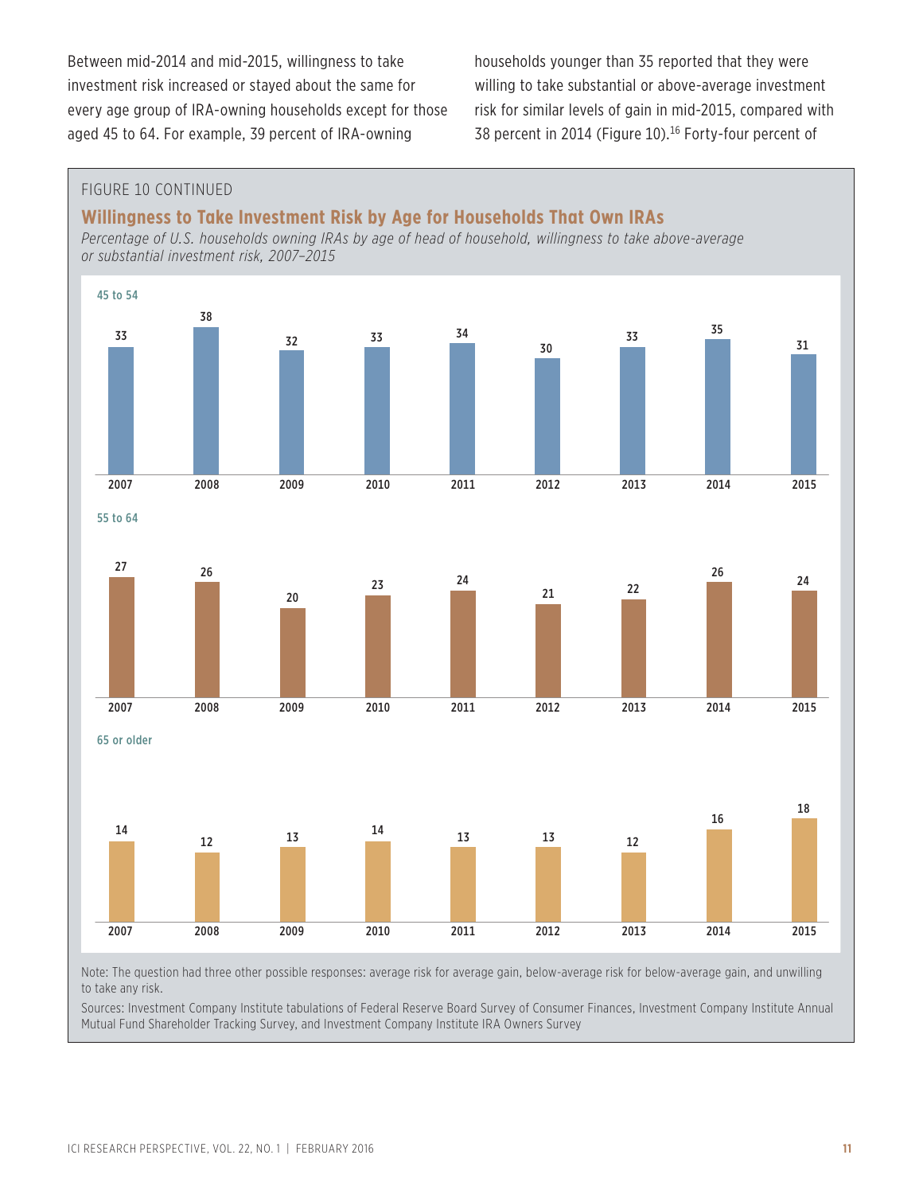Between mid-2014 and mid-2015, willingness to take investment risk increased or stayed about the same for every age group of IRA-owning households except for those aged 45 to 64. For example, 39 percent of IRA-owning households younger than 35 reported that they were willing to take substantial or above-average investment risk for similar levels of gain in mid-2015, compared with 38 percent in 2014 (Figure 10).[16] Forty-four percent of

FIGURE 10 CONTINUED

## Willingness to Take Investment Risk by Age for Households That Own IRAs

*Percentage of U.S. households owning IRAs by age of head of household, willingness to take above-average or substantial investment risk, 2007–2015*

| Age | 2007 | 2008 | 2009 | 2010 | 2011 | 2012 | 2013 | 2014 | 2015 |
|---|---|---|---|---|---|---|---|---|---|
| 45 to 54 | 33 | 38 | 32 | 33 | 34 | 30 | 33 | 35 | 31 |
| 55 to 64 | 27 | 26 | 20 | 23 | 24 | 21 | 22 | 26 | 24 |
| 65 or older | 14 | 12 | 13 | 14 | 13 | 13 | 12 | 16 | 18 |

Note: The question had three other possible responses: average risk for average gain, below-average risk for below-average gain, and unwilling to take any risk.

Sources: Investment Company Institute tabulations of Federal Reserve Board Survey of Consumer Finances, Investment Company Institute Annual Mutual Fund Shareholder Tracking Survey, and Investment Company Institute IRA Owners Survey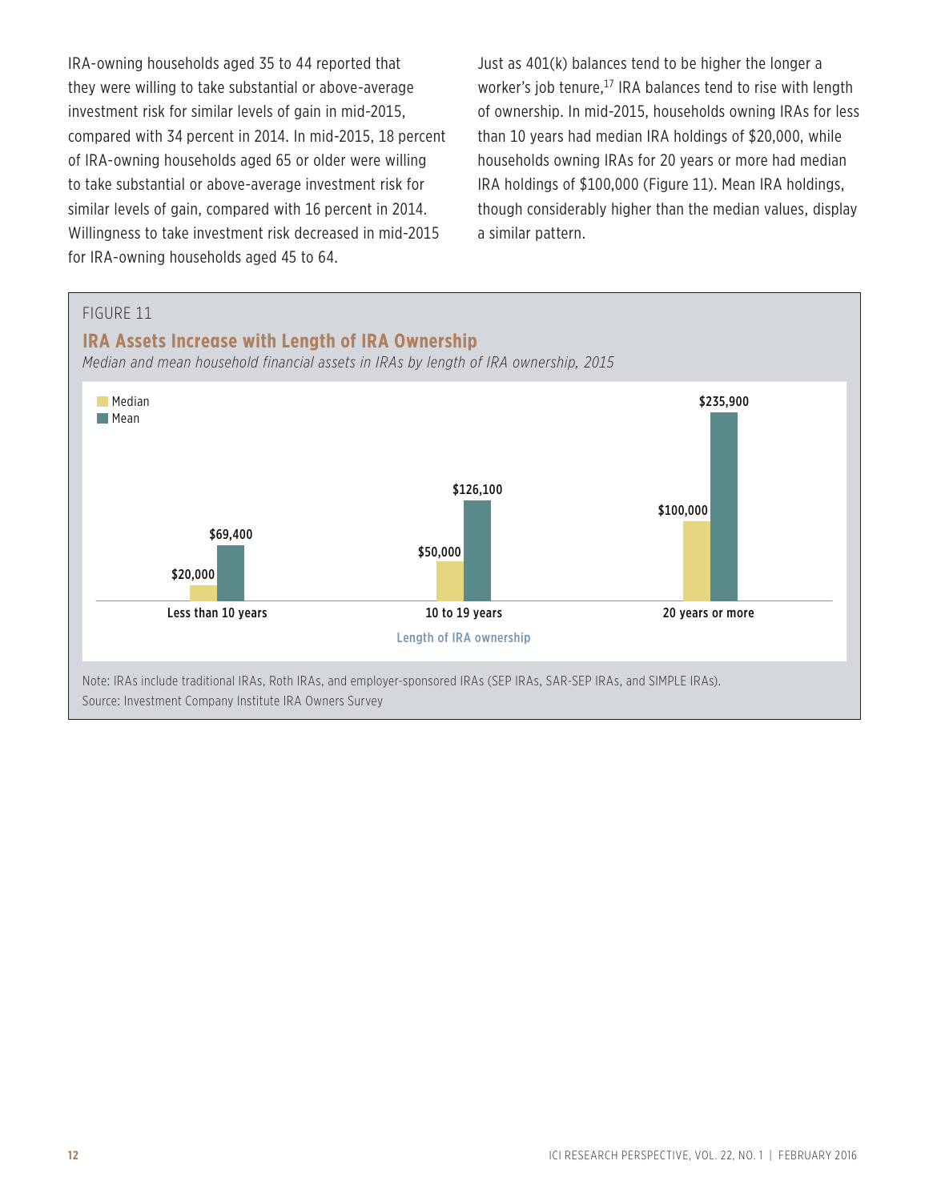IRA-owning households aged 35 to 44 reported that they were willing to take substantial or above-average investment risk for similar levels of gain in mid-2015, compared with 34 percent in 2014. In mid-2015, 18 percent of IRA-owning households aged 65 or older were willing to take substantial or above-average investment risk for similar levels of gain, compared with 16 percent in 2014. Willingness to take investment risk decreased in mid-2015 for IRA-owning households aged 45 to 64.

Just as 401(k) balances tend to be higher the longer a worker's job tenure,[17] IRA balances tend to rise with length of ownership. In mid-2015, households owning IRAs for less than 10 years had median IRA holdings of $20,000, while households owning IRAs for 20 years or more had median IRA holdings of $100,000 (Figure 11). Mean IRA holdings, though considerably higher than the median values, display a similar pattern.

FIGURE 11

## IRA Assets Increase with Length of IRA Ownership

*Median and mean household financial assets in IRAs by length of IRA ownership, 2015*

| Length of IRA ownership | Median | Mean |
|---|---|---|
| Less than 10 years | $20,000 | $69,400 |
| 10 to 19 years | $50,000 | $126,100 |
| 20 years or more | $100,000 | $235,900 |

Note: IRAs include traditional IRAs, Roth IRAs, and employer-sponsored IRAs (SEP IRAs, SAR-SEP IRAs, and SIMPLE IRAs).
Source: Investment Company Institute IRA Owners Survey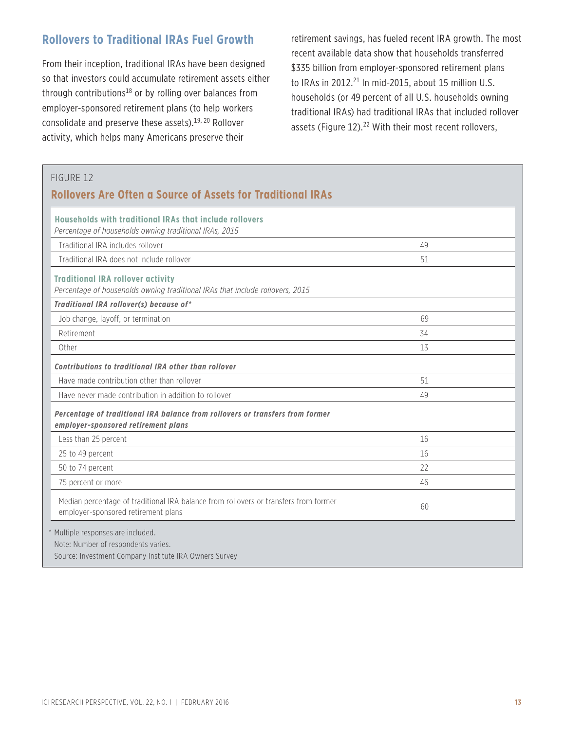## Rollovers to Traditional IRAs Fuel Growth

From their inception, traditional IRAs have been designed so that investors could accumulate retirement assets either through contributions[18] or by rolling over balances from employer-sponsored retirement plans (to help workers consolidate and preserve these assets).[19, 20] Rollover activity, which helps many Americans preserve their retirement savings, has fueled recent IRA growth. The most recent available data show that households transferred $335 billion from employer-sponsored retirement plans to IRAs in 2012.[21] In mid-2015, about 15 million U.S. households (or 49 percent of all U.S. households owning traditional IRAs) had traditional IRAs that included rollover assets (Figure 12).[22] With their most recent rollovers,

FIGURE 12

### Rollovers Are Often a Source of Assets for Traditional IRAs

| | |
|---|---|
| **Households with traditional IRAs that include rollovers**<br>*Percentage of households owning traditional IRAs, 2015* | |
| Traditional IRA includes rollover | 49 |
| Traditional IRA does not include rollover | 51 |
| **Traditional IRA rollover activity**<br>*Percentage of households owning traditional IRAs that include rollovers, 2015* | |
| ***Traditional IRA rollover(s) because of**** | |
| Job change, layoff, or termination | 69 |
| Retirement | 34 |
| Other | 13 |
| ***Contributions to traditional IRA other than rollover*** | |
| Have made contribution other than rollover | 51 |
| Have never made contribution in addition to rollover | 49 |
| ***Percentage of traditional IRA balance from rollovers or transfers from former employer-sponsored retirement plans*** | |
| Less than 25 percent | 16 |
| 25 to 49 percent | 16 |
| 50 to 74 percent | 22 |
| 75 percent or more | 46 |
| Median percentage of traditional IRA balance from rollovers or transfers from former employer-sponsored retirement plans | 60 |

\* Multiple responses are included.
Note: Number of respondents varies.
Source: Investment Company Institute IRA Owners Survey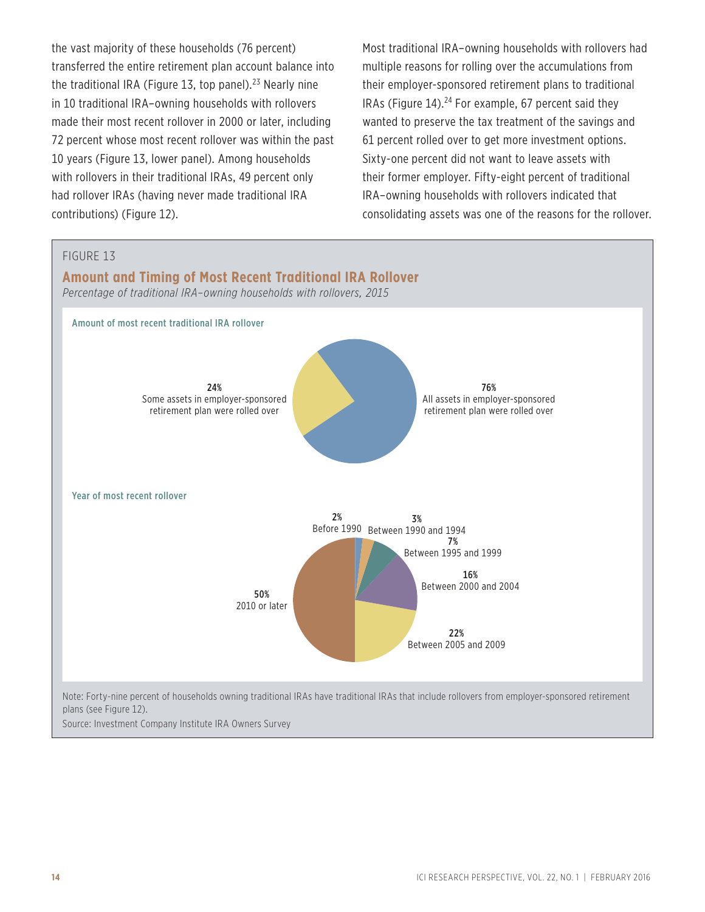the vast majority of these households (76 percent) transferred the entire retirement plan account balance into the traditional IRA (Figure 13, top panel).[23] Nearly nine in 10 traditional IRA–owning households with rollovers made their most recent rollover in 2000 or later, including 72 percent whose most recent rollover was within the past 10 years (Figure 13, lower panel). Among households with rollovers in their traditional IRAs, 49 percent only had rollover IRAs (having never made traditional IRA contributions) (Figure 12).

Most traditional IRA–owning households with rollovers had multiple reasons for rolling over the accumulations from their employer-sponsored retirement plans to traditional IRAs (Figure 14).[24] For example, 67 percent said they wanted to preserve the tax treatment of the savings and 61 percent rolled over to get more investment options. Sixty-one percent did not want to leave assets with their former employer. Fifty-eight percent of traditional IRA–owning households with rollovers indicated that consolidating assets was one of the reasons for the rollover.

FIGURE 13

**Amount and Timing of Most Recent Traditional IRA Rollover**

*Percentage of traditional IRA–owning households with rollovers, 2015*

**Amount of most recent traditional IRA rollover**

| Amount | Percent |
|---|---|
| All assets in employer-sponsored retirement plan were rolled over | 76% |
| Some assets in employer-sponsored retirement plan were rolled over | 24% |

**Year of most recent rollover**

| Year | Percent |
|---|---|
| Before 1990 | 2% |
| Between 1990 and 1994 | 3% |
| Between 1995 and 1999 | 7% |
| Between 2000 and 2004 | 16% |
| Between 2005 and 2009 | 22% |
| 2010 or later | 50% |

Note: Forty-nine percent of households owning traditional IRAs have traditional IRAs that include rollovers from employer-sponsored retirement plans (see Figure 12).

Source: Investment Company Institute IRA Owners Survey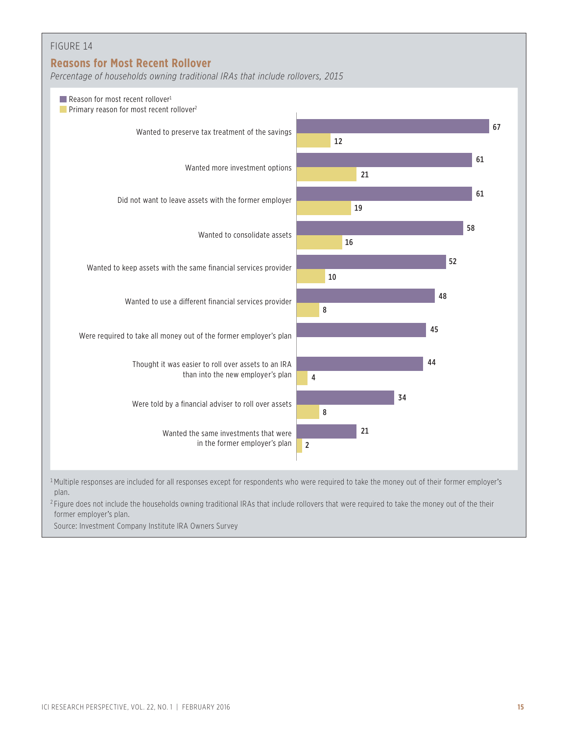FIGURE 14

## Reasons for Most Recent Rollover

*Percentage of households owning traditional IRAs that include rollovers, 2015*

| | Reason for most recent rollover[1] | Primary reason for most recent rollover[2] |
|---|---|---|
| Wanted to preserve tax treatment of the savings | 67 | 12 |
| Wanted more investment options | 61 | 21 |
| Did not want to leave assets with the former employer | 61 | 19 |
| Wanted to consolidate assets | 58 | 16 |
| Wanted to keep assets with the same financial services provider | 52 | 10 |
| Wanted to use a different financial services provider | 48 | 8 |
| Were required to take all money out of the former employer's plan | 45 | |
| Thought it was easier to roll over assets to an IRA than into the new employer's plan | 44 | 4 |
| Were told by a financial adviser to roll over assets | 34 | 8 |
| Wanted the same investments that were in the former employer's plan | 21 | 2 |

[1] Multiple responses are included for all responses except for respondents who were required to take the money out of their former employer's plan.

[2] Figure does not include the households owning traditional IRAs that include rollovers that were required to take the money out of the their former employer's plan.

Source: Investment Company Institute IRA Owners Survey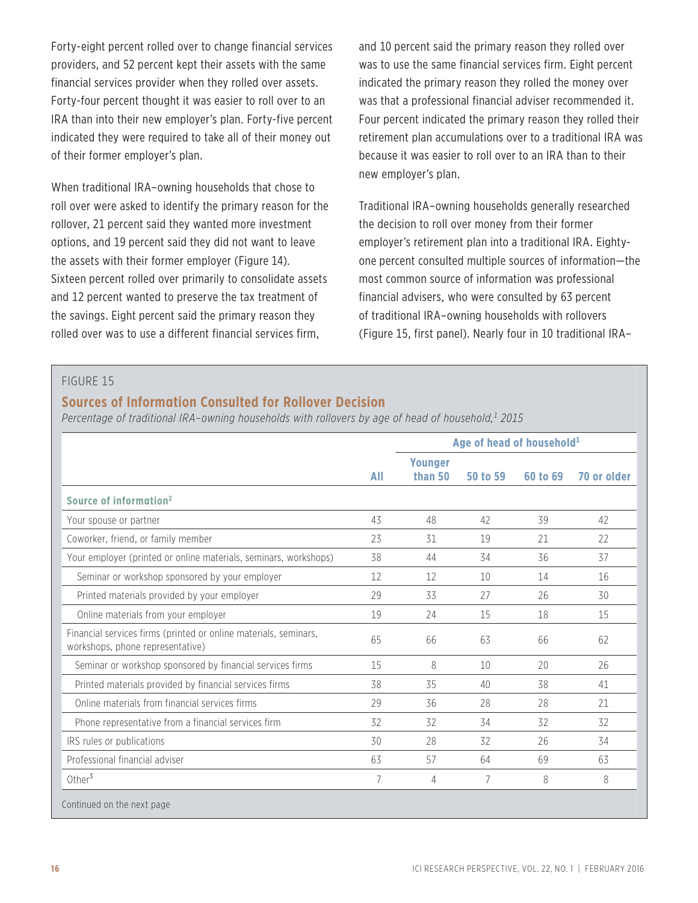Forty-eight percent rolled over to change financial services providers, and 52 percent kept their assets with the same financial services provider when they rolled over assets. Forty-four percent thought it was easier to roll over to an IRA than into their new employer's plan. Forty-five percent indicated they were required to take all of their money out of their former employer's plan.

When traditional IRA–owning households that chose to roll over were asked to identify the primary reason for the rollover, 21 percent said they wanted more investment options, and 19 percent said they did not want to leave the assets with their former employer (Figure 14). Sixteen percent rolled over primarily to consolidate assets and 12 percent wanted to preserve the tax treatment of the savings. Eight percent said the primary reason they rolled over was to use a different financial services firm, and 10 percent said the primary reason they rolled over was to use the same financial services firm. Eight percent indicated the primary reason they rolled the money over was that a professional financial adviser recommended it. Four percent indicated the primary reason they rolled their retirement plan accumulations over to a traditional IRA was because it was easier to roll over to an IRA than to their new employer's plan.

Traditional IRA–owning households generally researched the decision to roll over money from their former employer's retirement plan into a traditional IRA. Eighty-one percent consulted multiple sources of information—the most common source of information was professional financial advisers, who were consulted by 63 percent of traditional IRA–owning households with rollovers (Figure 15, first panel). Nearly four in 10 traditional IRA–

FIGURE 15

## Sources of Information Consulted for Rollover Decision

*Percentage of traditional IRA–owning households with rollovers by age of head of household,[1] 2015*

| | | Age of head of household[1] | | | |
|---|---|---|---|---|---|
| | **All** | **Younger than 50** | **50 to 59** | **60 to 69** | **70 or older** |
| **Source of information[2]** | | | | | |
| Your spouse or partner | 43 | 48 | 42 | 39 | 42 |
| Coworker, friend, or family member | 23 | 31 | 19 | 21 | 22 |
| Your employer (printed or online materials, seminars, workshops) | 38 | 44 | 34 | 36 | 37 |
| Seminar or workshop sponsored by your employer | 12 | 12 | 10 | 14 | 16 |
| Printed materials provided by your employer | 29 | 33 | 27 | 26 | 30 |
| Online materials from your employer | 19 | 24 | 15 | 18 | 15 |
| Financial services firms (printed or online materials, seminars, workshops, phone representative) | 65 | 66 | 63 | 66 | 62 |
| Seminar or workshop sponsored by financial services firms | 15 | 8 | 10 | 20 | 26 |
| Printed materials provided by financial services firms | 38 | 35 | 40 | 38 | 41 |
| Online materials from financial services firms | 29 | 36 | 28 | 28 | 21 |
| Phone representative from a financial services firm | 32 | 32 | 34 | 32 | 32 |
| IRS rules or publications | 30 | 28 | 32 | 26 | 34 |
| Professional financial adviser | 63 | 57 | 64 | 69 | 63 |
| Other[3] | 7 | 4 | 7 | 8 | 8 |

Continued on the next page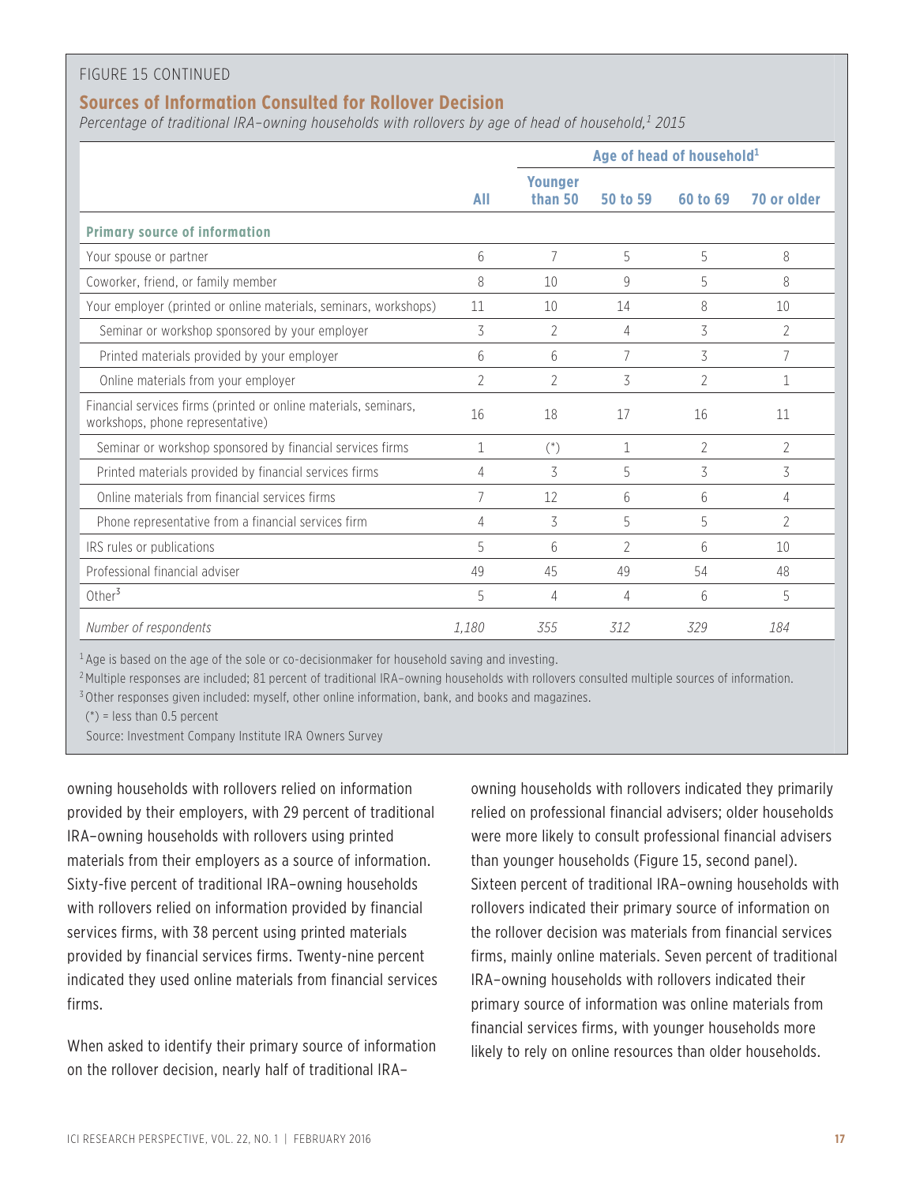FIGURE 15 CONTINUED

**Sources of Information Consulted for Rollover Decision**

*Percentage of traditional IRA–owning households with rollovers by age of head of household,[1] 2015*

| | All | Age of head of household[1] | | | |
|---|---|---|---|---|---|
| | | Younger than 50 | 50 to 59 | 60 to 69 | 70 or older |
| **Primary source of information** | | | | | |
| Your spouse or partner | 6 | 7 | 5 | 5 | 8 |
| Coworker, friend, or family member | 8 | 10 | 9 | 5 | 8 |
| Your employer (printed or online materials, seminars, workshops) | 11 | 10 | 14 | 8 | 10 |
| Seminar or workshop sponsored by your employer | 3 | 2 | 4 | 3 | 2 |
| Printed materials provided by your employer | 6 | 6 | 7 | 3 | 7 |
| Online materials from your employer | 2 | 2 | 3 | 2 | 1 |
| Financial services firms (printed or online materials, seminars, workshops, phone representative) | 16 | 18 | 17 | 16 | 11 |
| Seminar or workshop sponsored by financial services firms | 1 | (*) | 1 | 2 | 2 |
| Printed materials provided by financial services firms | 4 | 3 | 5 | 3 | 3 |
| Online materials from financial services firms | 7 | 12 | 6 | 6 | 4 |
| Phone representative from a financial services firm | 4 | 3 | 5 | 5 | 2 |
| IRS rules or publications | 5 | 6 | 2 | 6 | 10 |
| Professional financial adviser | 49 | 45 | 49 | 54 | 48 |
| Other[3] | 5 | 4 | 4 | 6 | 5 |
| *Number of respondents* | *1,180* | *355* | *312* | *329* | *184* |

[1] Age is based on the age of the sole or co-decisionmaker for household saving and investing.

[2] Multiple responses are included; 81 percent of traditional IRA–owning households with rollovers consulted multiple sources of information.

[3] Other responses given included: myself, other online information, bank, and books and magazines.

(*) = less than 0.5 percent

Source: Investment Company Institute IRA Owners Survey

owning households with rollovers relied on information provided by their employers, with 29 percent of traditional IRA–owning households with rollovers using printed materials from their employers as a source of information. Sixty-five percent of traditional IRA–owning households with rollovers relied on information provided by financial services firms, with 38 percent using printed materials provided by financial services firms. Twenty-nine percent indicated they used online materials from financial services firms.

When asked to identify their primary source of information on the rollover decision, nearly half of traditional IRA–owning households with rollovers indicated they primarily relied on professional financial advisers; older households were more likely to consult professional financial advisers than younger households (Figure 15, second panel). Sixteen percent of traditional IRA–owning households with rollovers indicated their primary source of information on the rollover decision was materials from financial services firms, mainly online materials. Seven percent of traditional IRA–owning households with rollovers indicated their primary source of information was online materials from financial services firms, with younger households more likely to rely on online resources than older households.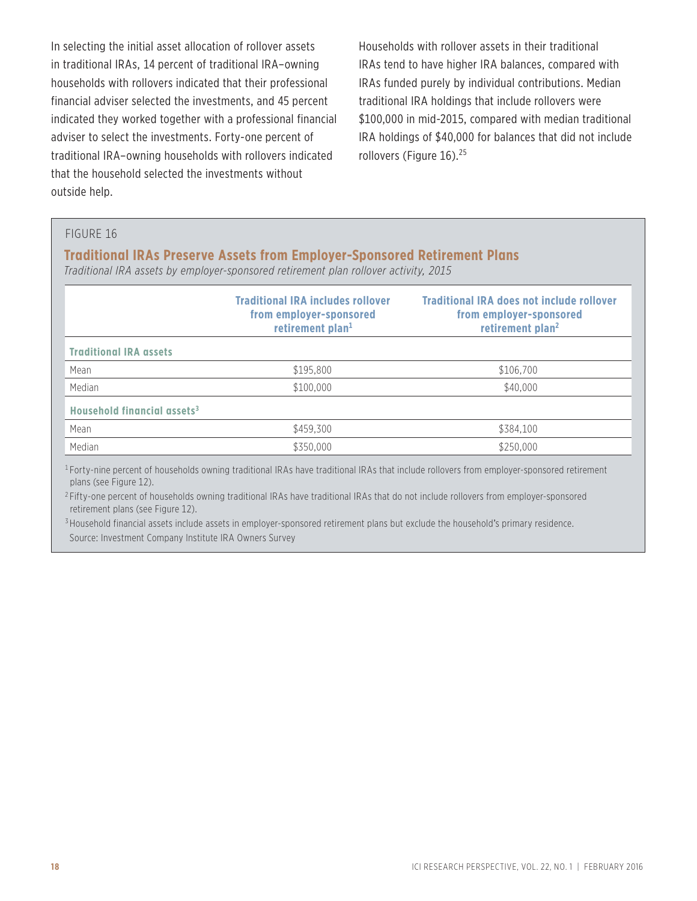In selecting the initial asset allocation of rollover assets in traditional IRAs, 14 percent of traditional IRA–owning households with rollovers indicated that their professional financial adviser selected the investments, and 45 percent indicated they worked together with a professional financial adviser to select the investments. Forty-one percent of traditional IRA–owning households with rollovers indicated that the household selected the investments without outside help.

Households with rollover assets in their traditional IRAs tend to have higher IRA balances, compared with IRAs funded purely by individual contributions. Median traditional IRA holdings that include rollovers were $100,000 in mid-2015, compared with median traditional IRA holdings of $40,000 for balances that did not include rollovers (Figure 16).[25]

FIGURE 16

**Traditional IRAs Preserve Assets from Employer-Sponsored Retirement Plans**

*Traditional IRA assets by employer-sponsored retirement plan rollover activity, 2015*

| | Traditional IRA includes rollover from employer-sponsored retirement plan[1] | Traditional IRA does not include rollover from employer-sponsored retirement plan[2] |
|---|---|---|
| **Traditional IRA assets** | | |
| Mean | $195,800 | $106,700 |
| Median | $100,000 | $40,000 |
| **Household financial assets[3]** | | |
| Mean | $459,300 | $384,100 |
| Median | $350,000 | $250,000 |

[1] Forty-nine percent of households owning traditional IRAs have traditional IRAs that include rollovers from employer-sponsored retirement plans (see Figure 12).

[2] Fifty-one percent of households owning traditional IRAs have traditional IRAs that do not include rollovers from employer-sponsored retirement plans (see Figure 12).

[3] Household financial assets include assets in employer-sponsored retirement plans but exclude the household's primary residence.

Source: Investment Company Institute IRA Owners Survey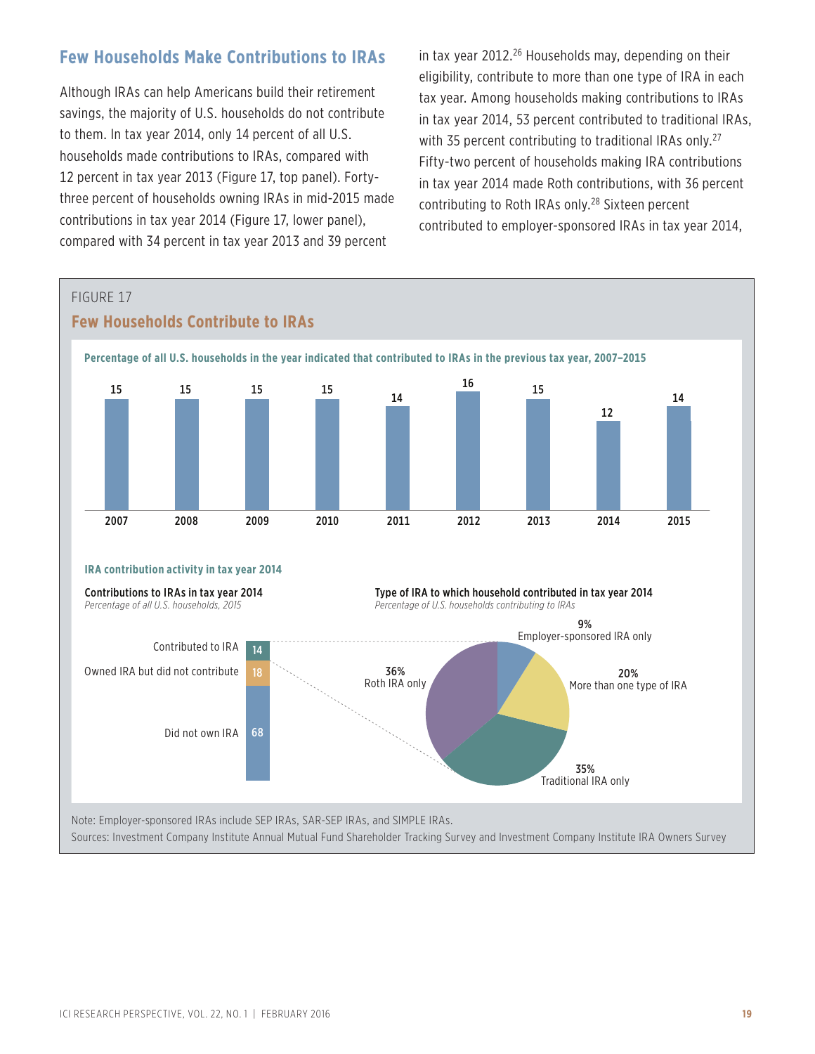## Few Households Make Contributions to IRAs

Although IRAs can help Americans build their retirement savings, the majority of U.S. households do not contribute to them. In tax year 2014, only 14 percent of all U.S. households made contributions to IRAs, compared with 12 percent in tax year 2013 (Figure 17, top panel). Forty-three percent of households owning IRAs in mid-2015 made contributions in tax year 2014 (Figure 17, lower panel), compared with 34 percent in tax year 2013 and 39 percent in tax year 2012.[26] Households may, depending on their eligibility, contribute to more than one type of IRA in each tax year. Among households making contributions to IRAs in tax year 2014, 53 percent contributed to traditional IRAs, with 35 percent contributing to traditional IRAs only.[27] Fifty-two percent of households making IRA contributions in tax year 2014 made Roth contributions, with 36 percent contributing to Roth IRAs only.[28] Sixteen percent contributed to employer-sponsored IRAs in tax year 2014,

FIGURE 17

### Few Households Contribute to IRAs

**Percentage of all U.S. households in the year indicated that contributed to IRAs in the previous tax year, 2007–2015**

| 2007 | 2008 | 2009 | 2010 | 2011 | 2012 | 2013 | 2014 | 2015 |
|---|---|---|---|---|---|---|---|---|
| 15 | 15 | 15 | 15 | 14 | 16 | 15 | 12 | 14 |

**IRA contribution activity in tax year 2014**

**Contributions to IRAs in tax year 2014**
*Percentage of all U.S. households, 2015*

| | Percent |
|---|---|
| Contributed to IRA | 14 |
| Owned IRA but did not contribute | 18 |
| Did not own IRA | 68 |

**Type of IRA to which household contributed in tax year 2014**
*Percentage of U.S. households contributing to IRAs*

| Type | Percent |
|---|---|
| Employer-sponsored IRA only | 9% |
| More than one type of IRA | 20% |
| Traditional IRA only | 35% |
| Roth IRA only | 36% |

Note: Employer-sponsored IRAs include SEP IRAs, SAR-SEP IRAs, and SIMPLE IRAs.

Sources: Investment Company Institute Annual Mutual Fund Shareholder Tracking Survey and Investment Company Institute IRA Owners Survey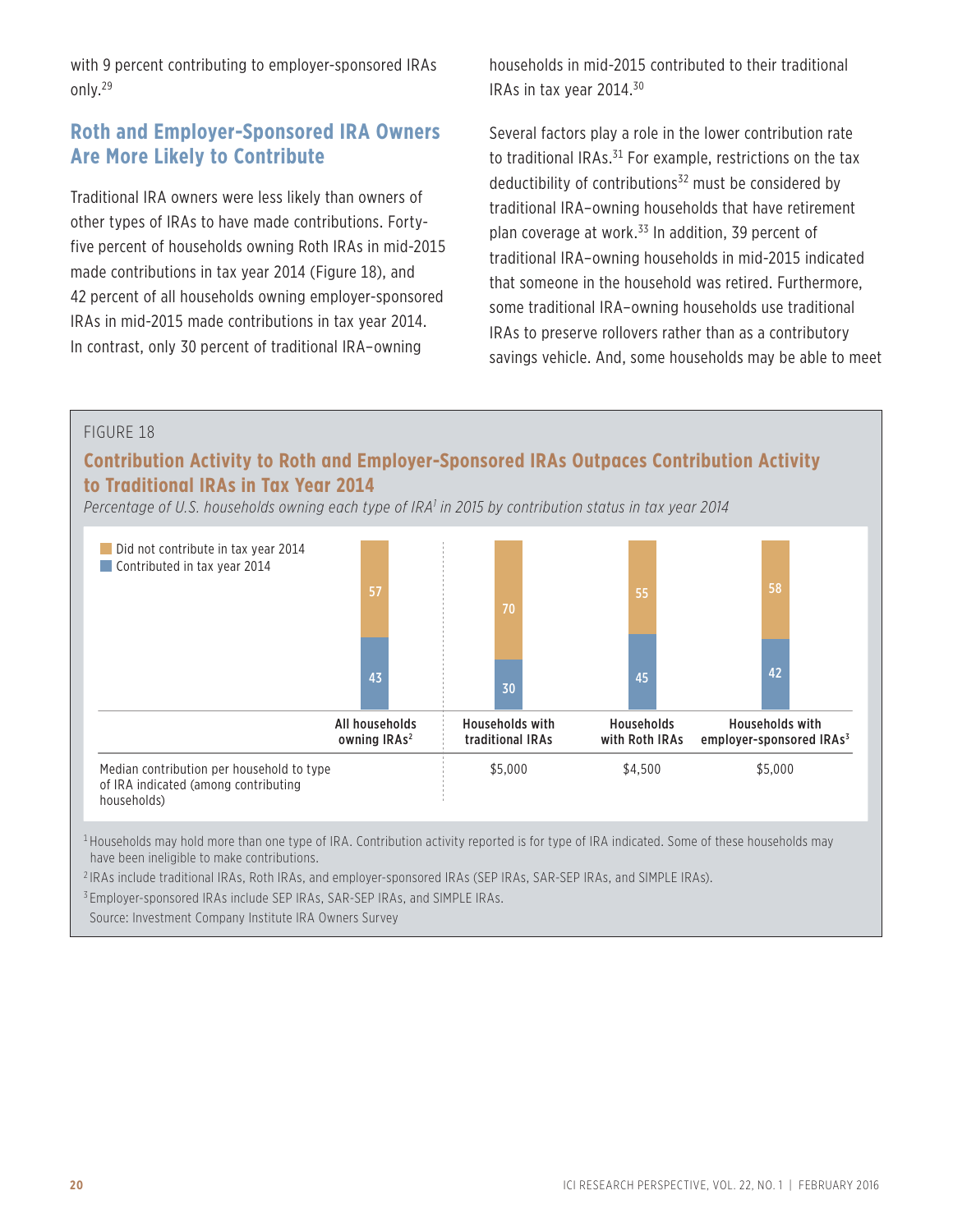with 9 percent contributing to employer-sponsored IRAs only.[29]

## Roth and Employer-Sponsored IRA Owners Are More Likely to Contribute

Traditional IRA owners were less likely than owners of other types of IRAs to have made contributions. Forty-five percent of households owning Roth IRAs in mid-2015 made contributions in tax year 2014 (Figure 18), and 42 percent of all households owning employer-sponsored IRAs in mid-2015 made contributions in tax year 2014. In contrast, only 30 percent of traditional IRA–owning households in mid-2015 contributed to their traditional IRAs in tax year 2014.[30]

Several factors play a role in the lower contribution rate to traditional IRAs.[31] For example, restrictions on the tax deductibility of contributions[32] must be considered by traditional IRA–owning households that have retirement plan coverage at work.[33] In addition, 39 percent of traditional IRA–owning households in mid-2015 indicated that someone in the household was retired. Furthermore, some traditional IRA–owning households use traditional IRAs to preserve rollovers rather than as a contributory savings vehicle. And, some households may be able to meet

FIGURE 18

### Contribution Activity to Roth and Employer-Sponsored IRAs Outpaces Contribution Activity to Traditional IRAs in Tax Year 2014

*Percentage of U.S. households owning each type of IRA[1] in 2015 by contribution status in tax year 2014*

| | All households owning IRAs[2] | Households with traditional IRAs | Households with Roth IRAs | Households with employer-sponsored IRAs[3] |
|---|---|---|---|---|
| Did not contribute in tax year 2014 | 57 | 70 | 55 | 58 |
| Contributed in tax year 2014 | 43 | 30 | 45 | 42 |
| Median contribution per household to type of IRA indicated (among contributing households) | | $5,000 | $4,500 | $5,000 |

[1] Households may hold more than one type of IRA. Contribution activity reported is for type of IRA indicated. Some of these households may have been ineligible to make contributions.

[2] IRAs include traditional IRAs, Roth IRAs, and employer-sponsored IRAs (SEP IRAs, SAR-SEP IRAs, and SIMPLE IRAs).

[3] Employer-sponsored IRAs include SEP IRAs, SAR-SEP IRAs, and SIMPLE IRAs.

Source: Investment Company Institute IRA Owners Survey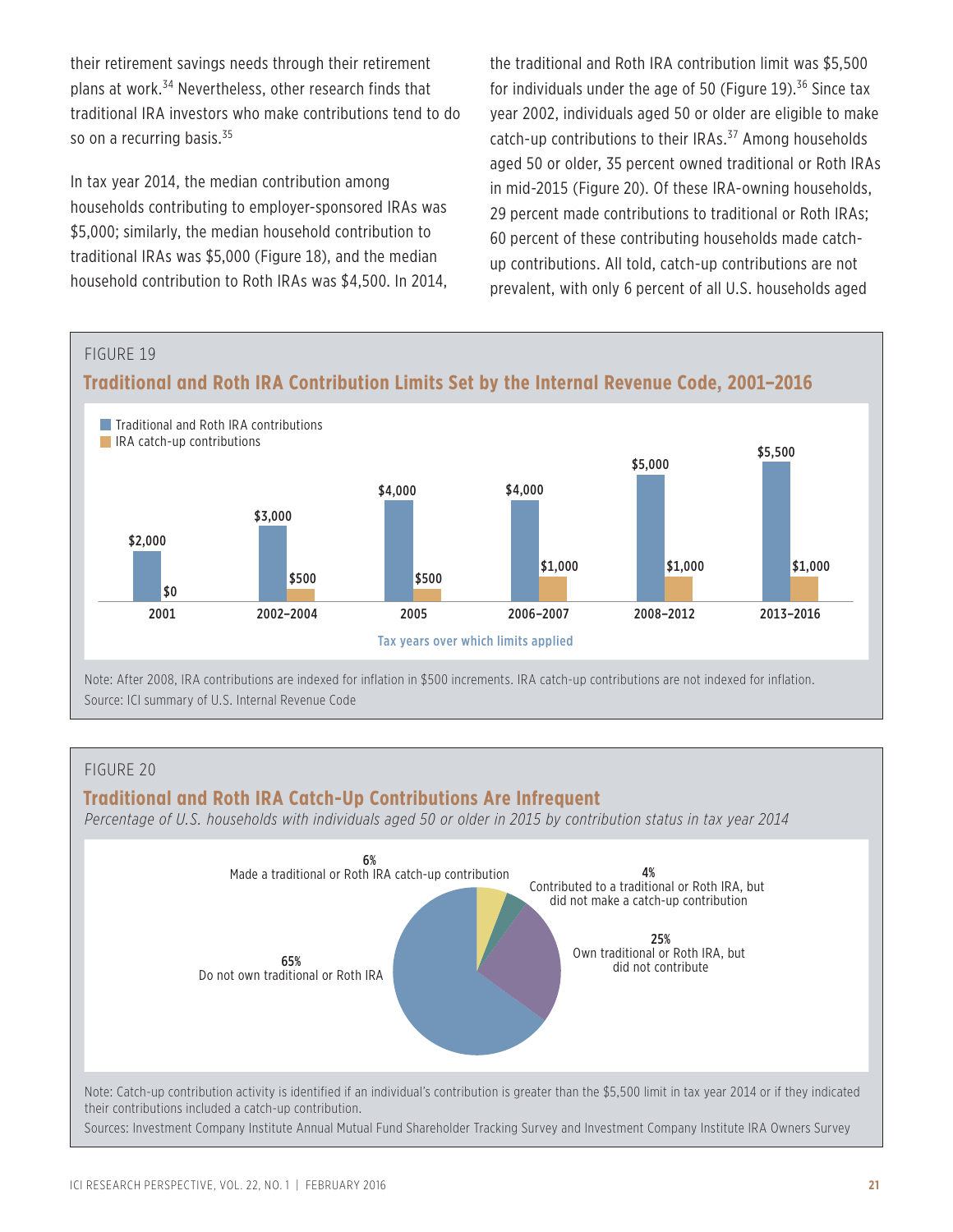their retirement savings needs through their retirement plans at work.[34] Nevertheless, other research finds that traditional IRA investors who make contributions tend to do so on a recurring basis.[35]

In tax year 2014, the median contribution among households contributing to employer-sponsored IRAs was $5,000; similarly, the median household contribution to traditional IRAs was $5,000 (Figure 18), and the median household contribution to Roth IRAs was $4,500. In 2014, the traditional and Roth IRA contribution limit was $5,500 for individuals under the age of 50 (Figure 19).[36] Since tax year 2002, individuals aged 50 or older are eligible to make catch-up contributions to their IRAs.[37] Among households aged 50 or older, 35 percent owned traditional or Roth IRAs in mid-2015 (Figure 20). Of these IRA-owning households, 29 percent made contributions to traditional or Roth IRAs; 60 percent of these contributing households made catch-up contributions. All told, catch-up contributions are not prevalent, with only 6 percent of all U.S. households aged

FIGURE 19

## Traditional and Roth IRA Contribution Limits Set by the Internal Revenue Code, 2001–2016

| Tax years over which limits applied | Traditional and Roth IRA contributions | IRA catch-up contributions |
|---|---|---|
| 2001 | $2,000 | $0 |
| 2002–2004 | $3,000 | $500 |
| 2005 | $4,000 | $500 |
| 2006–2007 | $4,000 | $1,000 |
| 2008–2012 | $5,000 | $1,000 |
| 2013–2016 | $5,500 | $1,000 |

Note: After 2008, IRA contributions are indexed for inflation in $500 increments. IRA catch-up contributions are not indexed for inflation.
Source: ICI summary of U.S. Internal Revenue Code

FIGURE 20

## Traditional and Roth IRA Catch-Up Contributions Are Infrequent

*Percentage of U.S. households with individuals aged 50 or older in 2015 by contribution status in tax year 2014*

| Contribution status | Percent |
|---|---|
| Made a traditional or Roth IRA catch-up contribution | 6% |
| Contributed to a traditional or Roth IRA, but did not make a catch-up contribution | 4% |
| Own traditional or Roth IRA, but did not contribute | 25% |
| Do not own traditional or Roth IRA | 65% |

Note: Catch-up contribution activity is identified if an individual's contribution is greater than the $5,500 limit in tax year 2014 or if they indicated their contributions included a catch-up contribution.
Sources: Investment Company Institute Annual Mutual Fund Shareholder Tracking Survey and Investment Company Institute IRA Owners Survey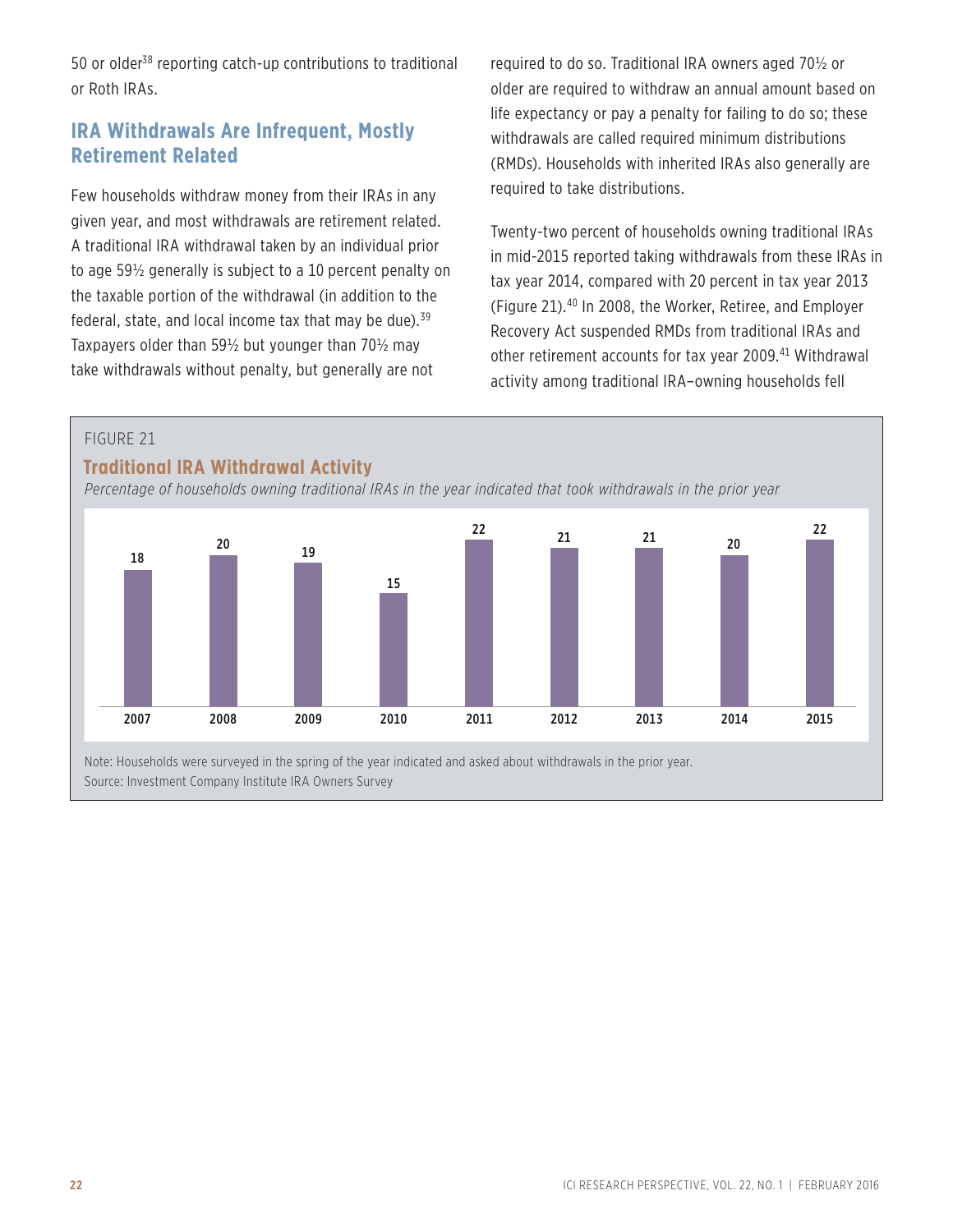50 or older[38] reporting catch-up contributions to traditional or Roth IRAs.

## IRA Withdrawals Are Infrequent, Mostly Retirement Related

Few households withdraw money from their IRAs in any given year, and most withdrawals are retirement related. A traditional IRA withdrawal taken by an individual prior to age 59½ generally is subject to a 10 percent penalty on the taxable portion of the withdrawal (in addition to the federal, state, and local income tax that may be due).[39] Taxpayers older than 59½ but younger than 70½ may take withdrawals without penalty, but generally are not required to do so. Traditional IRA owners aged 70½ or older are required to withdraw an annual amount based on life expectancy or pay a penalty for failing to do so; these withdrawals are called required minimum distributions (RMDs). Households with inherited IRAs also generally are required to take distributions.

Twenty-two percent of households owning traditional IRAs in mid-2015 reported taking withdrawals from these IRAs in tax year 2014, compared with 20 percent in tax year 2013 (Figure 21).[40] In 2008, the Worker, Retiree, and Employer Recovery Act suspended RMDs from traditional IRAs and other retirement accounts for tax year 2009.[41] Withdrawal activity among traditional IRA–owning households fell

FIGURE 21

### Traditional IRA Withdrawal Activity

*Percentage of households owning traditional IRAs in the year indicated that took withdrawals in the prior year*

| 2007 | 2008 | 2009 | 2010 | 2011 | 2012 | 2013 | 2014 | 2015 |
|---|---|---|---|---|---|---|---|---|
| 18 | 20 | 19 | 15 | 22 | 21 | 21 | 20 | 22 |

Note: Households were surveyed in the spring of the year indicated and asked about withdrawals in the prior year.
Source: Investment Company Institute IRA Owners Survey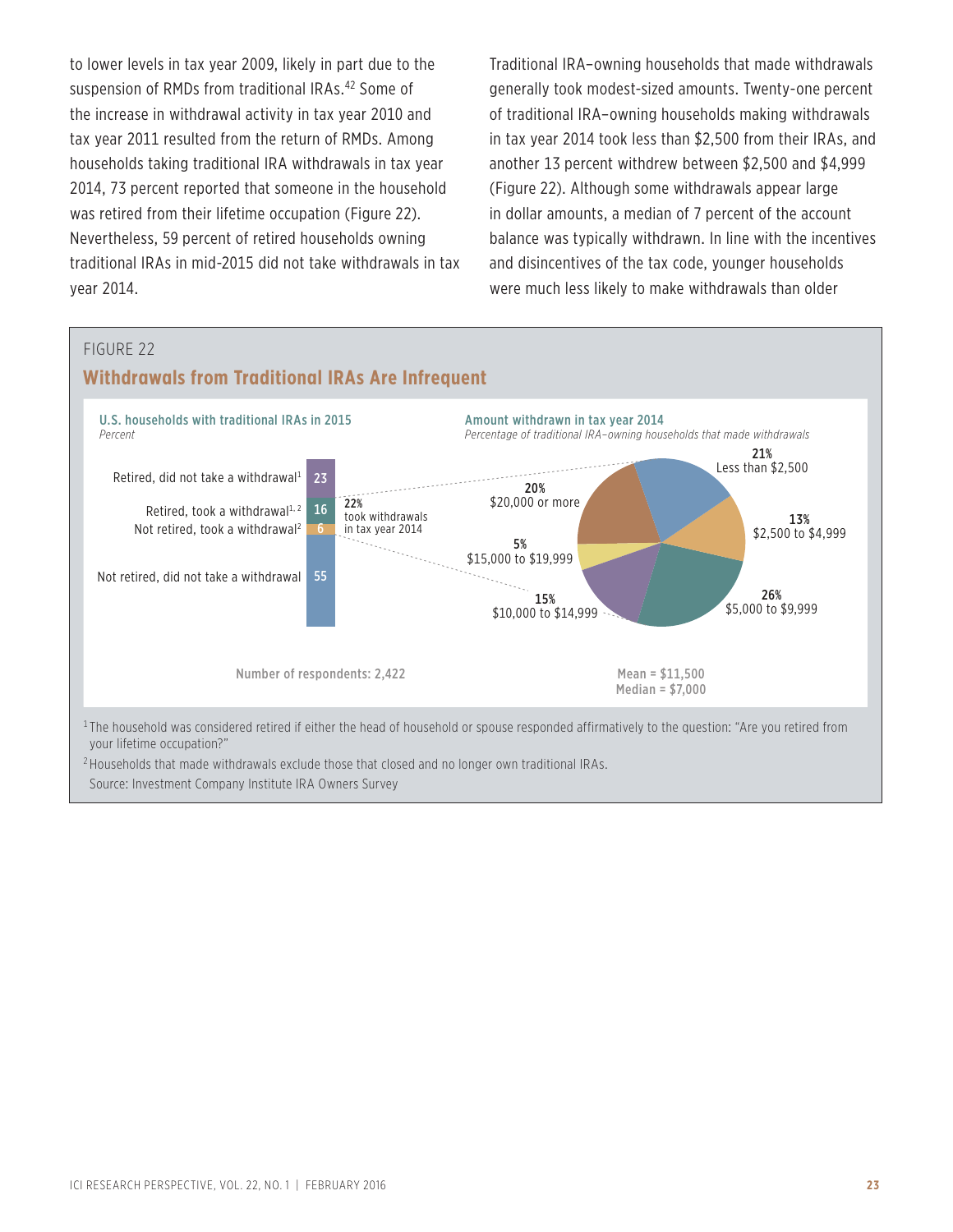to lower levels in tax year 2009, likely in part due to the suspension of RMDs from traditional IRAs.[42] Some of the increase in withdrawal activity in tax year 2010 and tax year 2011 resulted from the return of RMDs. Among households taking traditional IRA withdrawals in tax year 2014, 73 percent reported that someone in the household was retired from their lifetime occupation (Figure 22). Nevertheless, 59 percent of retired households owning traditional IRAs in mid-2015 did not take withdrawals in tax year 2014.

Traditional IRA–owning households that made withdrawals generally took modest-sized amounts. Twenty-one percent of traditional IRA–owning households making withdrawals in tax year 2014 took less than $2,500 from their IRAs, and another 13 percent withdrew between $2,500 and $4,999 (Figure 22). Although some withdrawals appear large in dollar amounts, a median of 7 percent of the account balance was typically withdrawn. In line with the incentives and disincentives of the tax code, younger households were much less likely to make withdrawals than older

FIGURE 22

## Withdrawals from Traditional IRAs Are Infrequent

**U.S. households with traditional IRAs in 2015**
*Percent*

| Category | Percent |
|---|---|
| Retired, did not take a withdrawal[1] | 23 |
| Retired, took a withdrawal[1, 2] | 16 |
| Not retired, took a withdrawal[2] | 6 |
| Not retired, did not take a withdrawal | 55 |

22% took withdrawals in tax year 2014

Number of respondents: 2,422

**Amount withdrawn in tax year 2014**
*Percentage of traditional IRA–owning households that made withdrawals*

| Amount | Percent |
|---|---|
| Less than $2,500 | 21% |
| $2,500 to $4,999 | 13% |
| $5,000 to $9,999 | 26% |
| $10,000 to $14,999 | 15% |
| $15,000 to $19,999 | 5% |
| $20,000 or more | 20% |

Mean = $11,500
Median = $7,000

[1] The household was considered retired if either the head of household or spouse responded affirmatively to the question: "Are you retired from your lifetime occupation?"

[2] Households that made withdrawals exclude those that closed and no longer own traditional IRAs.

Source: Investment Company Institute IRA Owners Survey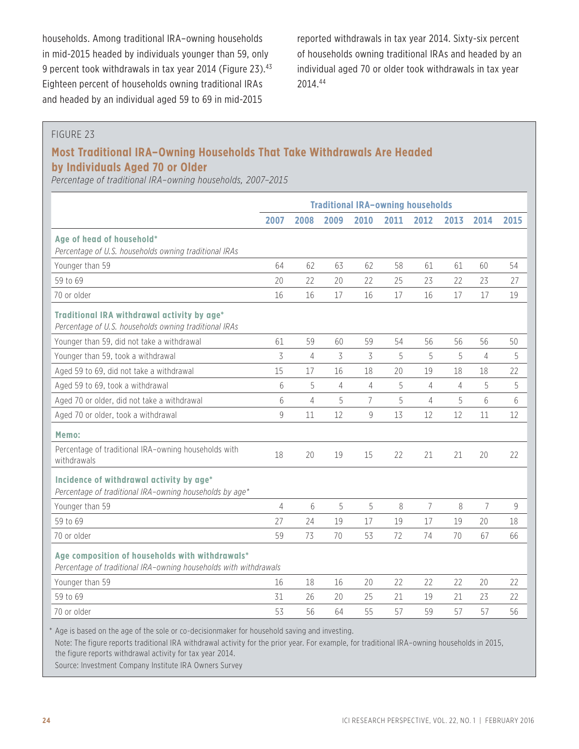households. Among traditional IRA–owning households in mid-2015 headed by individuals younger than 59, only 9 percent took withdrawals in tax year 2014 (Figure 23).[43] Eighteen percent of households owning traditional IRAs and headed by an individual aged 59 to 69 in mid-2015 reported withdrawals in tax year 2014. Sixty-six percent of households owning traditional IRAs and headed by an individual aged 70 or older took withdrawals in tax year 2014.[44]

FIGURE 23

**Most Traditional IRA–Owning Households That Take Withdrawals Are Headed by Individuals Aged 70 or Older**

*Percentage of traditional IRA–owning households, 2007–2015*

| | Traditional IRA–owning households | | | | | | | | |
|---|---|---|---|---|---|---|---|---|---|
| | 2007 | 2008 | 2009 | 2010 | 2011 | 2012 | 2013 | 2014 | 2015 |
| **Age of head of household*** *Percentage of U.S. households owning traditional IRAs* | | | | | | | | | |
| Younger than 59 | 64 | 62 | 63 | 62 | 58 | 61 | 61 | 60 | 54 |
| 59 to 69 | 20 | 22 | 20 | 22 | 25 | 23 | 22 | 23 | 27 |
| 70 or older | 16 | 16 | 17 | 16 | 17 | 16 | 17 | 17 | 19 |
| **Traditional IRA withdrawal activity by age*** *Percentage of U.S. households owning traditional IRAs* | | | | | | | | | |
| Younger than 59, did not take a withdrawal | 61 | 59 | 60 | 59 | 54 | 56 | 56 | 56 | 50 |
| Younger than 59, took a withdrawal | 3 | 4 | 3 | 3 | 5 | 5 | 5 | 4 | 5 |
| Aged 59 to 69, did not take a withdrawal | 15 | 17 | 16 | 18 | 20 | 19 | 18 | 18 | 22 |
| Aged 59 to 69, took a withdrawal | 6 | 5 | 4 | 4 | 5 | 4 | 4 | 5 | 5 |
| Aged 70 or older, did not take a withdrawal | 6 | 4 | 5 | 7 | 5 | 4 | 5 | 6 | 6 |
| Aged 70 or older, took a withdrawal | 9 | 11 | 12 | 9 | 13 | 12 | 12 | 11 | 12 |
| **Memo:** | | | | | | | | | |
| Percentage of traditional IRA–owning households with withdrawals | 18 | 20 | 19 | 15 | 22 | 21 | 21 | 20 | 22 |
| **Incidence of withdrawal activity by age*** *Percentage of traditional IRA–owning households by age** | | | | | | | | | |
| Younger than 59 | 4 | 6 | 5 | 5 | 8 | 7 | 8 | 7 | 9 |
| 59 to 69 | 27 | 24 | 19 | 17 | 19 | 17 | 19 | 20 | 18 |
| 70 or older | 59 | 73 | 70 | 53 | 72 | 74 | 70 | 67 | 66 |
| **Age composition of households with withdrawals*** *Percentage of traditional IRA–owning households with withdrawals* | | | | | | | | | |
| Younger than 59 | 16 | 18 | 16 | 20 | 22 | 22 | 22 | 20 | 22 |
| 59 to 69 | 31 | 26 | 20 | 25 | 21 | 19 | 21 | 23 | 22 |
| 70 or older | 53 | 56 | 64 | 55 | 57 | 59 | 57 | 57 | 56 |

* Age is based on the age of the sole or co-decisionmaker for household saving and investing.

Note: The figure reports traditional IRA withdrawal activity for the prior year. For example, for traditional IRA–owning households in 2015, the figure reports withdrawal activity for tax year 2014.

Source: Investment Company Institute IRA Owners Survey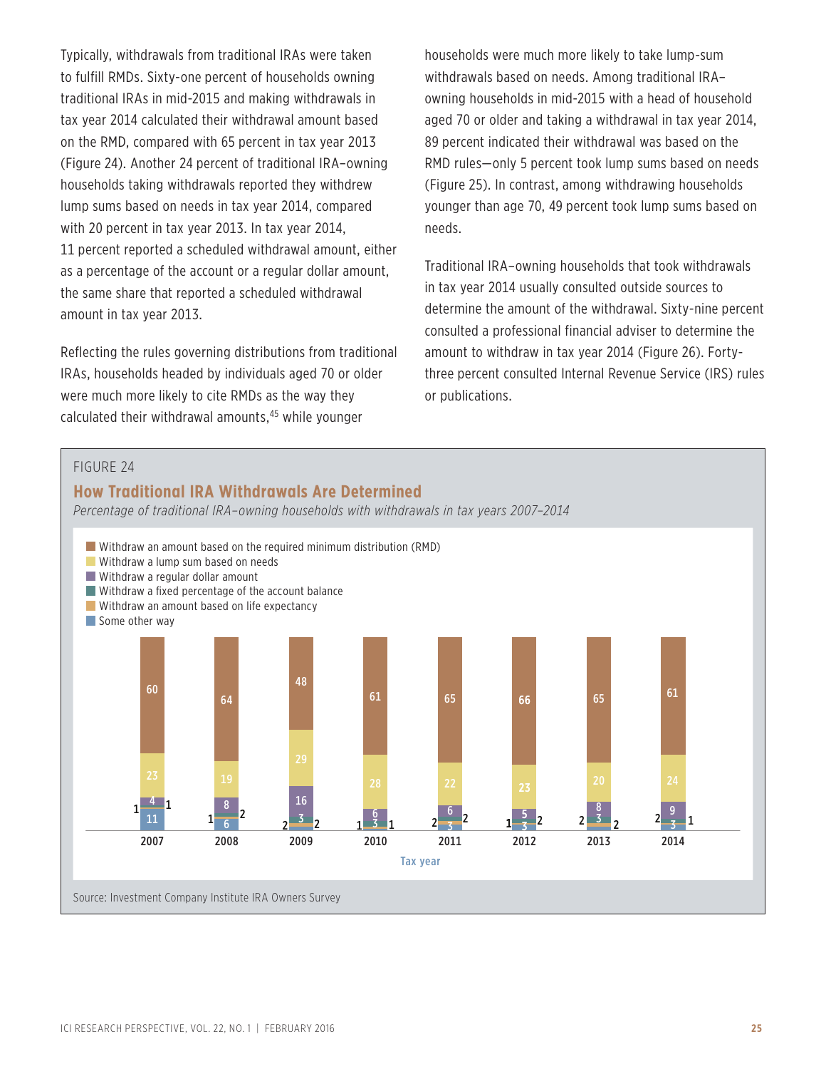Typically, withdrawals from traditional IRAs were taken to fulfill RMDs. Sixty-one percent of households owning traditional IRAs in mid-2015 and making withdrawals in tax year 2014 calculated their withdrawal amount based on the RMD, compared with 65 percent in tax year 2013 (Figure 24). Another 24 percent of traditional IRA–owning households taking withdrawals reported they withdrew lump sums based on needs in tax year 2014, compared with 20 percent in tax year 2013. In tax year 2014, 11 percent reported a scheduled withdrawal amount, either as a percentage of the account or a regular dollar amount, the same share that reported a scheduled withdrawal amount in tax year 2013.

Reflecting the rules governing distributions from traditional IRAs, households headed by individuals aged 70 or older were much more likely to cite RMDs as the way they calculated their withdrawal amounts,[45] while younger households were much more likely to take lump-sum withdrawals based on needs. Among traditional IRA–owning households in mid-2015 with a head of household aged 70 or older and taking a withdrawal in tax year 2014, 89 percent indicated their withdrawal was based on the RMD rules—only 5 percent took lump sums based on needs (Figure 25). In contrast, among withdrawing households younger than age 70, 49 percent took lump sums based on needs.

Traditional IRA–owning households that took withdrawals in tax year 2014 usually consulted outside sources to determine the amount of the withdrawal. Sixty-nine percent consulted a professional financial adviser to determine the amount to withdraw in tax year 2014 (Figure 26). Forty-three percent consulted Internal Revenue Service (IRS) rules or publications.

FIGURE 24

## How Traditional IRA Withdrawals Are Determined

*Percentage of traditional IRA–owning households with withdrawals in tax years 2007–2014*

| Tax year | Withdraw an amount based on the required minimum distribution (RMD) | Withdraw a lump sum based on needs | Withdraw a regular dollar amount | Withdraw a fixed percentage of the account balance | Withdraw an amount based on life expectancy | Some other way |
|---|---|---|---|---|---|---|
| 2007 | 60 | 23 | 4 | 1 | 1 | 11 |
| 2008 | 64 | 19 | 8 | 2 | 1 | 6 |
| 2009 | 48 | 29 | 16 | 3 | 2 | 2 |
| 2010 | 61 | 28 | 6 | 3 | 1 | 1 |
| 2011 | 65 | 22 | 6 | 2 | 2 | 3 |
| 2012 | 66 | 23 | 5 | 2 | 1 | 3 |
| 2013 | 65 | 20 | 8 | 3 | 2 | 2 |
| 2014 | 61 | 24 | 9 | 1 | 2 | 3 |

Source: Investment Company Institute IRA Owners Survey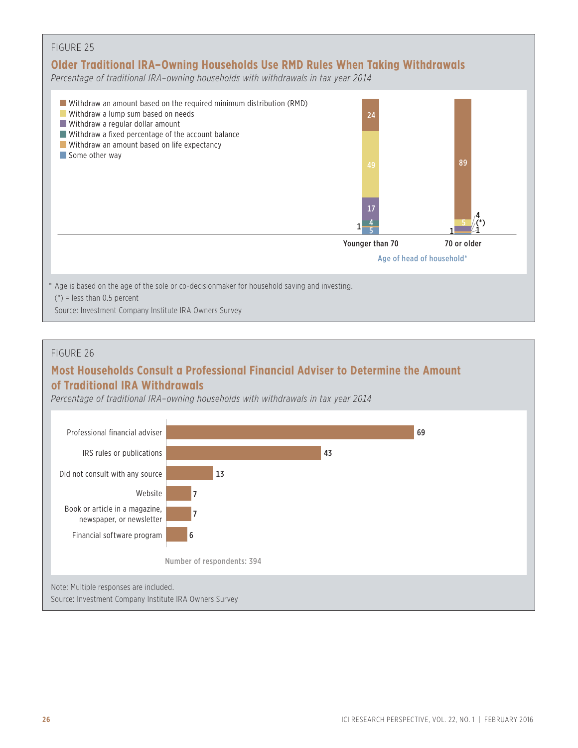FIGURE 25

## Older Traditional IRA–Owning Households Use RMD Rules When Taking Withdrawals

*Percentage of traditional IRA–owning households with withdrawals in tax year 2014*

| | Younger than 70 | 70 or older |
|---|---|---|
| Withdraw an amount based on the required minimum distribution (RMD) | 24 | 89 |
| Withdraw a lump sum based on needs | 49 | 5 |
| Withdraw a regular dollar amount | 17 | 4 |
| Withdraw a fixed percentage of the account balance | 4 | (*) |
| Withdraw an amount based on life expectancy | 1 | 1 |
| Some other way | 5 | 1 |

Age of head of household*

\* Age is based on the age of the sole or co-decisionmaker for household saving and investing.

(*) = less than 0.5 percent

Source: Investment Company Institute IRA Owners Survey

FIGURE 26

## Most Households Consult a Professional Financial Adviser to Determine the Amount of Traditional IRA Withdrawals

*Percentage of traditional IRA–owning households with withdrawals in tax year 2014*

| Source | Percentage |
|---|---|
| Professional financial adviser | 69 |
| IRS rules or publications | 43 |
| Did not consult with any source | 13 |
| Website | 7 |
| Book or article in a magazine, newspaper, or newsletter | 7 |
| Financial software program | 6 |

Number of respondents: 394

Note: Multiple responses are included.

Source: Investment Company Institute IRA Owners Survey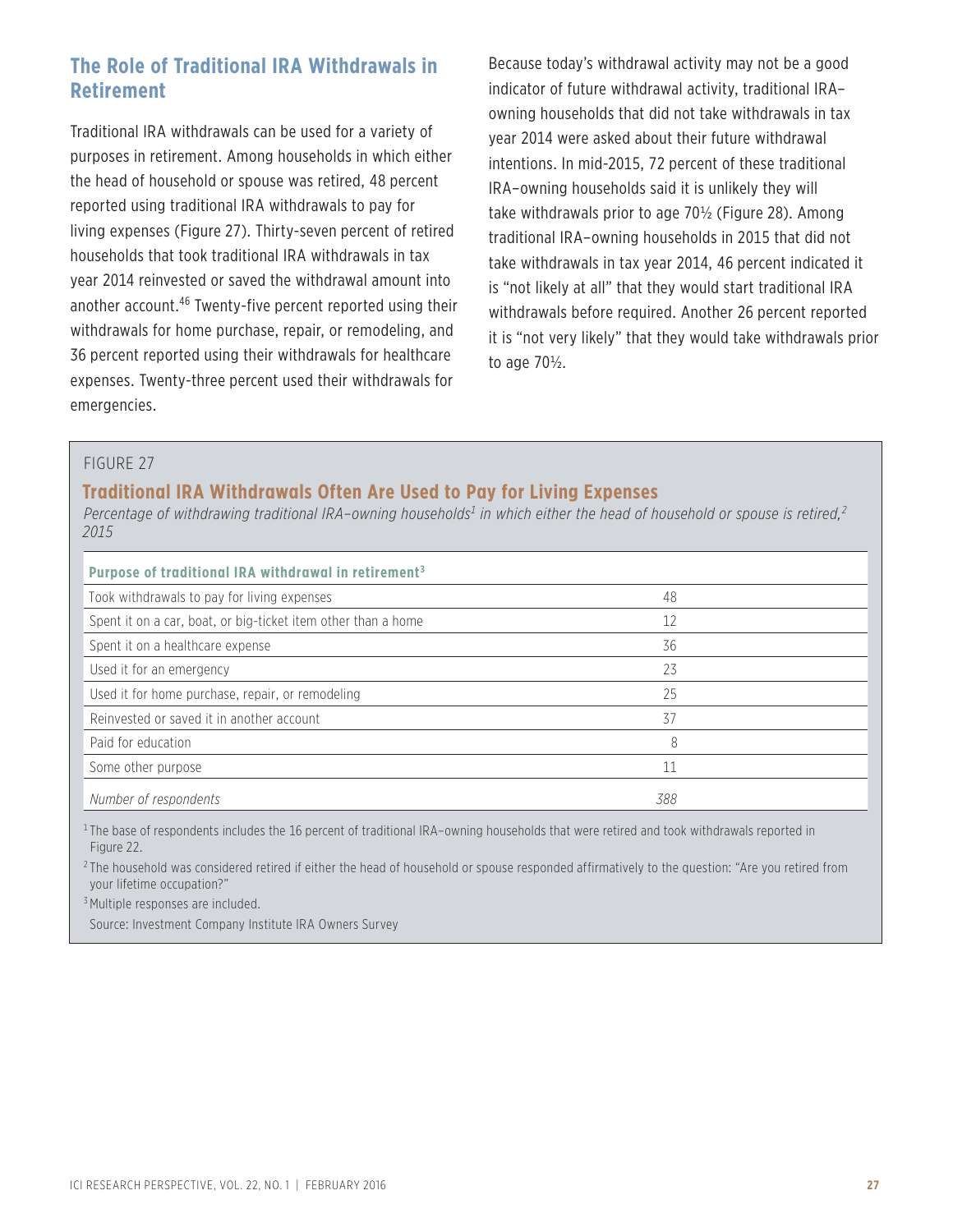## The Role of Traditional IRA Withdrawals in Retirement

Traditional IRA withdrawals can be used for a variety of purposes in retirement. Among households in which either the head of household or spouse was retired, 48 percent reported using traditional IRA withdrawals to pay for living expenses (Figure 27). Thirty-seven percent of retired households that took traditional IRA withdrawals in tax year 2014 reinvested or saved the withdrawal amount into another account.[46] Twenty-five percent reported using their withdrawals for home purchase, repair, or remodeling, and 36 percent reported using their withdrawals for healthcare expenses. Twenty-three percent used their withdrawals for emergencies.

Because today's withdrawal activity may not be a good indicator of future withdrawal activity, traditional IRA–owning households that did not take withdrawals in tax year 2014 were asked about their future withdrawal intentions. In mid-2015, 72 percent of these traditional IRA–owning households said it is unlikely they will take withdrawals prior to age 70½ (Figure 28). Among traditional IRA–owning households in 2015 that did not take withdrawals in tax year 2014, 46 percent indicated it is "not likely at all" that they would start traditional IRA withdrawals before required. Another 26 percent reported it is "not very likely" that they would take withdrawals prior to age 70½.

FIGURE 27

### Traditional IRA Withdrawals Often Are Used to Pay for Living Expenses

*Percentage of withdrawing traditional IRA–owning households[1] in which either the head of household or spouse is retired,[2] 2015*

| Purpose of traditional IRA withdrawal in retirement[3] | |
|---|---|
| Took withdrawals to pay for living expenses | 48 |
| Spent it on a car, boat, or big-ticket item other than a home | 12 |
| Spent it on a healthcare expense | 36 |
| Used it for an emergency | 23 |
| Used it for home purchase, repair, or remodeling | 25 |
| Reinvested or saved it in another account | 37 |
| Paid for education | 8 |
| Some other purpose | 11 |
| *Number of respondents* | *388* |

[1] The base of respondents includes the 16 percent of traditional IRA–owning households that were retired and took withdrawals reported in Figure 22.

[2] The household was considered retired if either the head of household or spouse responded affirmatively to the question: "Are you retired from your lifetime occupation?"

[3] Multiple responses are included.

Source: Investment Company Institute IRA Owners Survey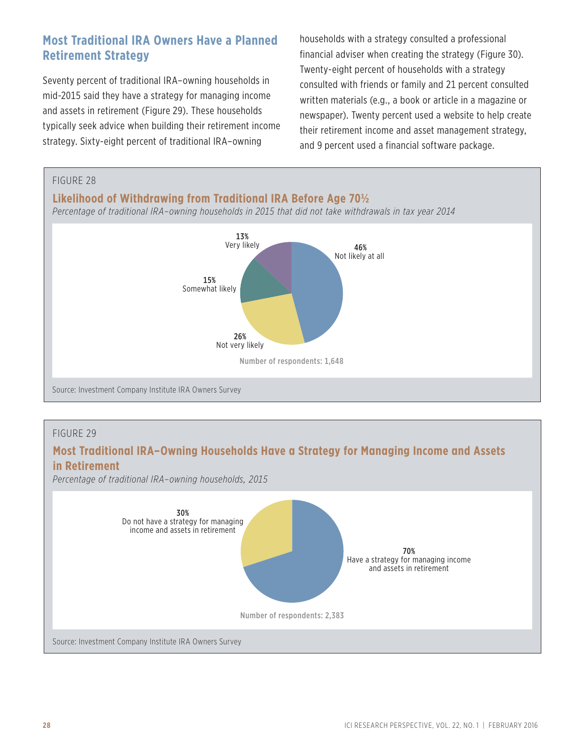## Most Traditional IRA Owners Have a Planned Retirement Strategy

Seventy percent of traditional IRA–owning households in mid-2015 said they have a strategy for managing income and assets in retirement (Figure 29). These households typically seek advice when building their retirement income strategy. Sixty-eight percent of traditional IRA–owning households with a strategy consulted a professional financial adviser when creating the strategy (Figure 30). Twenty-eight percent of households with a strategy consulted with friends or family and 21 percent consulted written materials (e.g., a book or article in a magazine or newspaper). Twenty percent used a website to help create their retirement income and asset management strategy, and 9 percent used a financial software package.

FIGURE 28

**Likelihood of Withdrawing from Traditional IRA Before Age 70½**

*Percentage of traditional IRA–owning households in 2015 that did not take withdrawals in tax year 2014*

| Likelihood | Percent |
|---|---|
| Very likely | 13% |
| Somewhat likely | 15% |
| Not very likely | 26% |
| Not likely at all | 46% |

Number of respondents: 1,648

Source: Investment Company Institute IRA Owners Survey

FIGURE 29

**Most Traditional IRA–Owning Households Have a Strategy for Managing Income and Assets in Retirement**

*Percentage of traditional IRA–owning households, 2015*

| Response | Percent |
|---|---|
| Have a strategy for managing income and assets in retirement | 70% |
| Do not have a strategy for managing income and assets in retirement | 30% |

Number of respondents: 2,383

Source: Investment Company Institute IRA Owners Survey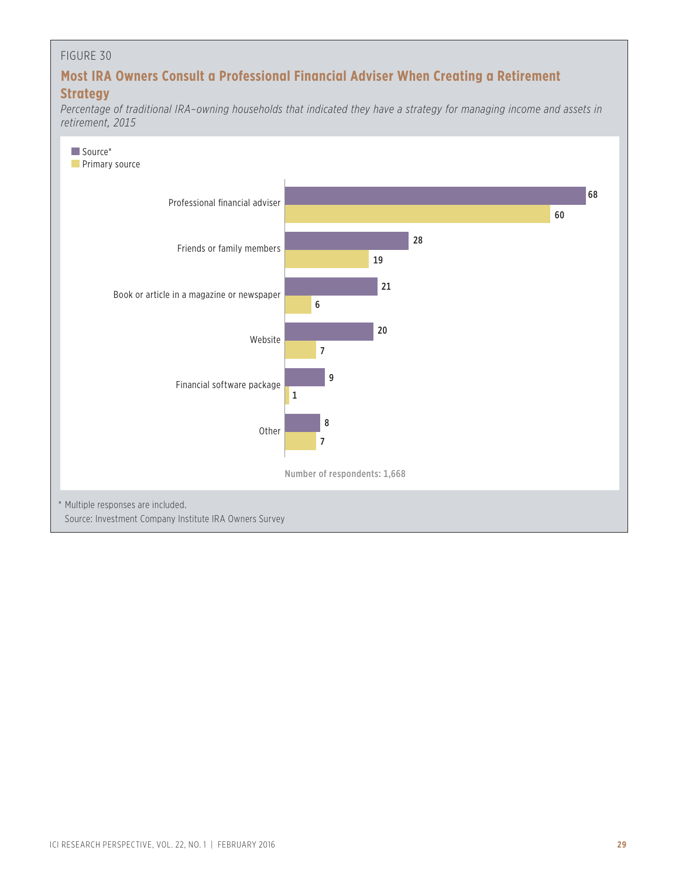FIGURE 30

## Most IRA Owners Consult a Professional Financial Adviser When Creating a Retirement Strategy

*Percentage of traditional IRA–owning households that indicated they have a strategy for managing income and assets in retirement, 2015*

| | Source* | Primary source |
|---|---|---|
| Professional financial adviser | 68 | 60 |
| Friends or family members | 28 | 19 |
| Book or article in a magazine or newspaper | 21 | 6 |
| Website | 20 | 7 |
| Financial software package | 9 | 1 |
| Other | 8 | 7 |

Number of respondents: 1,668

\* Multiple responses are included.

Source: Investment Company Institute IRA Owners Survey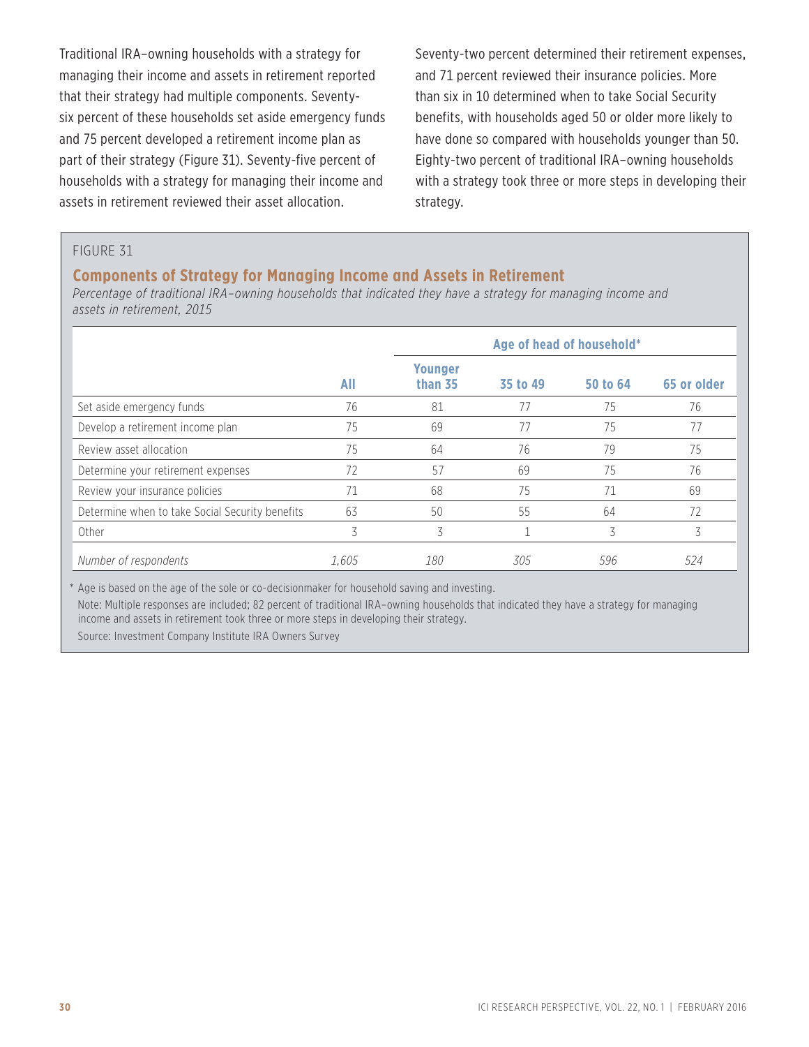Traditional IRA–owning households with a strategy for managing their income and assets in retirement reported that their strategy had multiple components. Seventy-six percent of these households set aside emergency funds and 75 percent developed a retirement income plan as part of their strategy (Figure 31). Seventy-five percent of households with a strategy for managing their income and assets in retirement reviewed their asset allocation.

Seventy-two percent determined their retirement expenses, and 71 percent reviewed their insurance policies. More than six in 10 determined when to take Social Security benefits, with households aged 50 or older more likely to have done so compared with households younger than 50. Eighty-two percent of traditional IRA–owning households with a strategy took three or more steps in developing their strategy.

FIGURE 31

## Components of Strategy for Managing Income and Assets in Retirement

*Percentage of traditional IRA–owning households that indicated they have a strategy for managing income and assets in retirement, 2015*

| | | Age of head of household* | | | |
|---|---|---|---|---|---|
| | **All** | **Younger than 35** | **35 to 49** | **50 to 64** | **65 or older** |
| Set aside emergency funds | 76 | 81 | 77 | 75 | 76 |
| Develop a retirement income plan | 75 | 69 | 77 | 75 | 77 |
| Review asset allocation | 75 | 64 | 76 | 79 | 75 |
| Determine your retirement expenses | 72 | 57 | 69 | 75 | 76 |
| Review your insurance policies | 71 | 68 | 75 | 71 | 69 |
| Determine when to take Social Security benefits | 63 | 50 | 55 | 64 | 72 |
| Other | 3 | 3 | 1 | 3 | 3 |
| *Number of respondents* | *1,605* | *180* | *305* | *596* | *524* |

\* Age is based on the age of the sole or co-decisionmaker for household saving and investing.

Note: Multiple responses are included; 82 percent of traditional IRA–owning households that indicated they have a strategy for managing income and assets in retirement took three or more steps in developing their strategy.

Source: Investment Company Institute IRA Owners Survey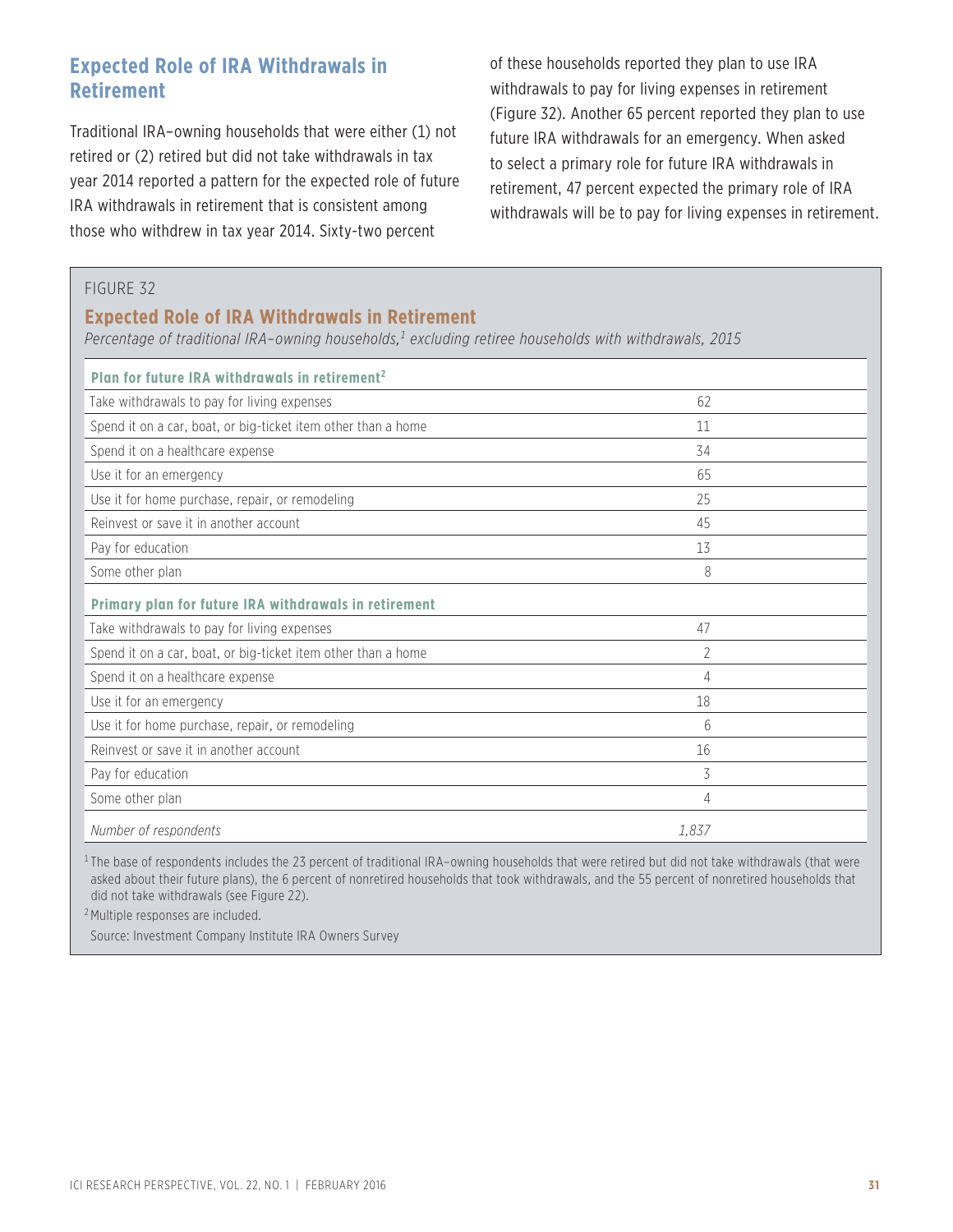## Expected Role of IRA Withdrawals in Retirement

Traditional IRA–owning households that were either (1) not retired or (2) retired but did not take withdrawals in tax year 2014 reported a pattern for the expected role of future IRA withdrawals in retirement that is consistent among those who withdrew in tax year 2014. Sixty-two percent of these households reported they plan to use IRA withdrawals to pay for living expenses in retirement (Figure 32). Another 65 percent reported they plan to use future IRA withdrawals for an emergency. When asked to select a primary role for future IRA withdrawals in retirement, 47 percent expected the primary role of IRA withdrawals will be to pay for living expenses in retirement.

FIGURE 32

### Expected Role of IRA Withdrawals in Retirement

*Percentage of traditional IRA–owning households,[1] excluding retiree households with withdrawals, 2015*

| **Plan for future IRA withdrawals in retirement[2]** | |
|---|---|
| Take withdrawals to pay for living expenses | 62 |
| Spend it on a car, boat, or big-ticket item other than a home | 11 |
| Spend it on a healthcare expense | 34 |
| Use it for an emergency | 65 |
| Use it for home purchase, repair, or remodeling | 25 |
| Reinvest or save it in another account | 45 |
| Pay for education | 13 |
| Some other plan | 8 |
| **Primary plan for future IRA withdrawals in retirement** | |
| Take withdrawals to pay for living expenses | 47 |
| Spend it on a car, boat, or big-ticket item other than a home | 2 |
| Spend it on a healthcare expense | 4 |
| Use it for an emergency | 18 |
| Use it for home purchase, repair, or remodeling | 6 |
| Reinvest or save it in another account | 16 |
| Pay for education | 3 |
| Some other plan | 4 |
| *Number of respondents* | *1,837* |

[1] The base of respondents includes the 23 percent of traditional IRA–owning households that were retired but did not take withdrawals (that were asked about their future plans), the 6 percent of nonretired households that took withdrawals, and the 55 percent of nonretired households that did not take withdrawals (see Figure 22).

[2] Multiple responses are included.

Source: Investment Company Institute IRA Owners Survey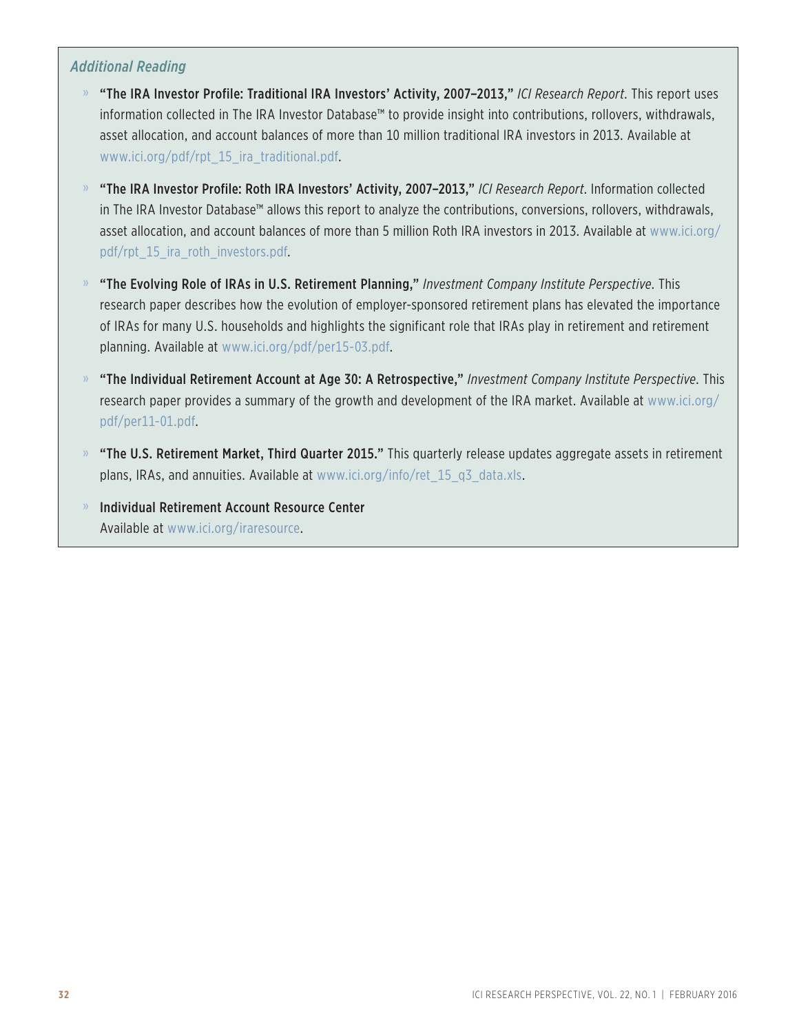### *Additional Reading*

- **"The IRA Investor Profile: Traditional IRA Investors' Activity, 2007–2013,"** *ICI Research Report*. This report uses information collected in The IRA Investor Database™ to provide insight into contributions, rollovers, withdrawals, asset allocation, and account balances of more than 10 million traditional IRA investors in 2013. Available at www.ici.org/pdf/rpt_15_ira_traditional.pdf.

- **"The IRA Investor Profile: Roth IRA Investors' Activity, 2007–2013,"** *ICI Research Report*. Information collected in The IRA Investor Database™ allows this report to analyze the contributions, conversions, rollovers, withdrawals, asset allocation, and account balances of more than 5 million Roth IRA investors in 2013. Available at www.ici.org/pdf/rpt_15_ira_roth_investors.pdf.

- **"The Evolving Role of IRAs in U.S. Retirement Planning,"** *Investment Company Institute Perspective*. This research paper describes how the evolution of employer-sponsored retirement plans has elevated the importance of IRAs for many U.S. households and highlights the significant role that IRAs play in retirement and retirement planning. Available at www.ici.org/pdf/per15-03.pdf.

- **"The Individual Retirement Account at Age 30: A Retrospective,"** *Investment Company Institute Perspective*. This research paper provides a summary of the growth and development of the IRA market. Available at www.ici.org/pdf/per11-01.pdf.

- **"The U.S. Retirement Market, Third Quarter 2015."** This quarterly release updates aggregate assets in retirement plans, IRAs, and annuities. Available at www.ici.org/info/ret_15_q3_data.xls.

- **Individual Retirement Account Resource Center**
  Available at www.ici.org/iraresource.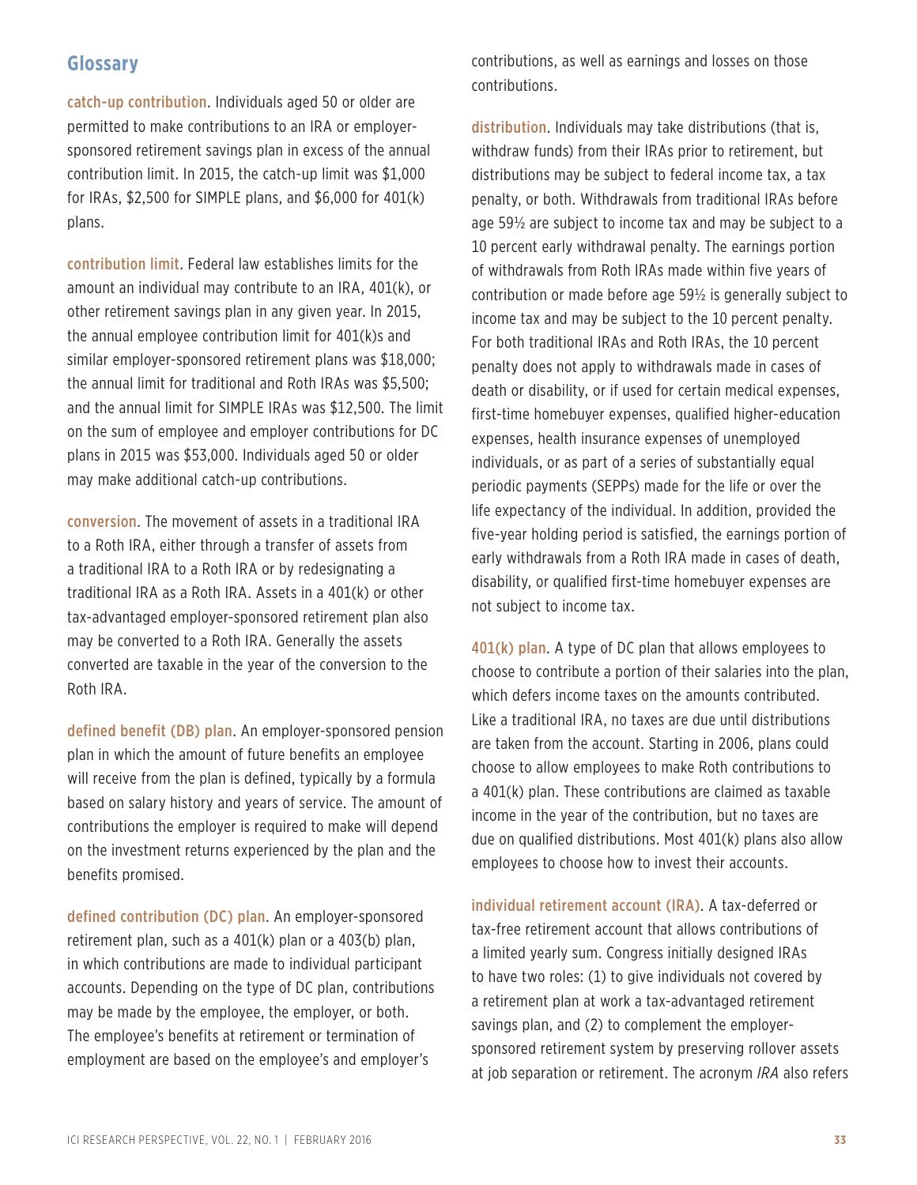## Glossary

**catch-up contribution**. Individuals aged 50 or older are permitted to make contributions to an IRA or employer-sponsored retirement savings plan in excess of the annual contribution limit. In 2015, the catch-up limit was $1,000 for IRAs, $2,500 for SIMPLE plans, and $6,000 for 401(k) plans.

**contribution limit**. Federal law establishes limits for the amount an individual may contribute to an IRA, 401(k), or other retirement savings plan in any given year. In 2015, the annual employee contribution limit for 401(k)s and similar employer-sponsored retirement plans was $18,000; the annual limit for traditional and Roth IRAs was $5,500; and the annual limit for SIMPLE IRAs was $12,500. The limit on the sum of employee and employer contributions for DC plans in 2015 was $53,000. Individuals aged 50 or older may make additional catch-up contributions.

**conversion**. The movement of assets in a traditional IRA to a Roth IRA, either through a transfer of assets from a traditional IRA to a Roth IRA or by redesignating a traditional IRA as a Roth IRA. Assets in a 401(k) or other tax-advantaged employer-sponsored retirement plan also may be converted to a Roth IRA. Generally the assets converted are taxable in the year of the conversion to the Roth IRA.

**defined benefit (DB) plan**. An employer-sponsored pension plan in which the amount of future benefits an employee will receive from the plan is defined, typically by a formula based on salary history and years of service. The amount of contributions the employer is required to make will depend on the investment returns experienced by the plan and the benefits promised.

**defined contribution (DC) plan**. An employer-sponsored retirement plan, such as a 401(k) plan or a 403(b) plan, in which contributions are made to individual participant accounts. Depending on the type of DC plan, contributions may be made by the employee, the employer, or both. The employee's benefits at retirement or termination of employment are based on the employee's and employer's contributions, as well as earnings and losses on those contributions.

**distribution**. Individuals may take distributions (that is, withdraw funds) from their IRAs prior to retirement, but distributions may be subject to federal income tax, a tax penalty, or both. Withdrawals from traditional IRAs before age 59½ are subject to income tax and may be subject to a 10 percent early withdrawal penalty. The earnings portion of withdrawals from Roth IRAs made within five years of contribution or made before age 59½ is generally subject to income tax and may be subject to the 10 percent penalty. For both traditional IRAs and Roth IRAs, the 10 percent penalty does not apply to withdrawals made in cases of death or disability, or if used for certain medical expenses, first-time homebuyer expenses, qualified higher-education expenses, health insurance expenses of unemployed individuals, or as part of a series of substantially equal periodic payments (SEPPs) made for the life or over the life expectancy of the individual. In addition, provided the five-year holding period is satisfied, the earnings portion of early withdrawals from a Roth IRA made in cases of death, disability, or qualified first-time homebuyer expenses are not subject to income tax.

**401(k) plan**. A type of DC plan that allows employees to choose to contribute a portion of their salaries into the plan, which defers income taxes on the amounts contributed. Like a traditional IRA, no taxes are due until distributions are taken from the account. Starting in 2006, plans could choose to allow employees to make Roth contributions to a 401(k) plan. These contributions are claimed as taxable income in the year of the contribution, but no taxes are due on qualified distributions. Most 401(k) plans also allow employees to choose how to invest their accounts.

**individual retirement account (IRA)**. A tax-deferred or tax-free retirement account that allows contributions of a limited yearly sum. Congress initially designed IRAs to have two roles: (1) to give individuals not covered by a retirement plan at work a tax-advantaged retirement savings plan, and (2) to complement the employer-sponsored retirement system by preserving rollover assets at job separation or retirement. The acronym *IRA* also refers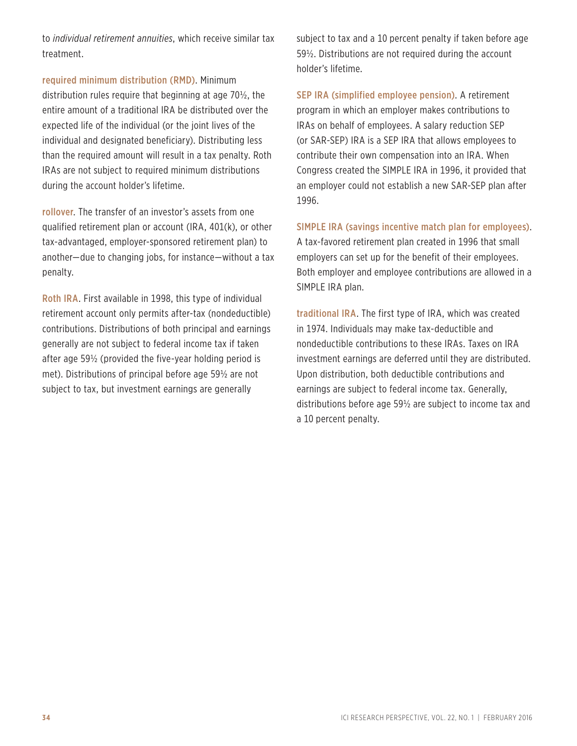to *individual retirement annuities*, which receive similar tax treatment.

**required minimum distribution (RMD)**. Minimum distribution rules require that beginning at age 70½, the entire amount of a traditional IRA be distributed over the expected life of the individual (or the joint lives of the individual and designated beneficiary). Distributing less than the required amount will result in a tax penalty. Roth IRAs are not subject to required minimum distributions during the account holder's lifetime.

**rollover**. The transfer of an investor's assets from one qualified retirement plan or account (IRA, 401(k), or other tax-advantaged, employer-sponsored retirement plan) to another—due to changing jobs, for instance—without a tax penalty.

**Roth IRA**. First available in 1998, this type of individual retirement account only permits after-tax (nondeductible) contributions. Distributions of both principal and earnings generally are not subject to federal income tax if taken after age 59½ (provided the five-year holding period is met). Distributions of principal before age 59½ are not subject to tax, but investment earnings are generally subject to tax and a 10 percent penalty if taken before age 59½. Distributions are not required during the account holder's lifetime.

**SEP IRA (simplified employee pension)**. A retirement program in which an employer makes contributions to IRAs on behalf of employees. A salary reduction SEP (or SAR-SEP) IRA is a SEP IRA that allows employees to contribute their own compensation into an IRA. When Congress created the SIMPLE IRA in 1996, it provided that an employer could not establish a new SAR-SEP plan after 1996.

**SIMPLE IRA (savings incentive match plan for employees)**. A tax-favored retirement plan created in 1996 that small employers can set up for the benefit of their employees. Both employer and employee contributions are allowed in a SIMPLE IRA plan.

**traditional IRA**. The first type of IRA, which was created in 1974. Individuals may make tax-deductible and nondeductible contributions to these IRAs. Taxes on IRA investment earnings are deferred until they are distributed. Upon distribution, both deductible contributions and earnings are subject to federal income tax. Generally, distributions before age 59½ are subject to income tax and a 10 percent penalty.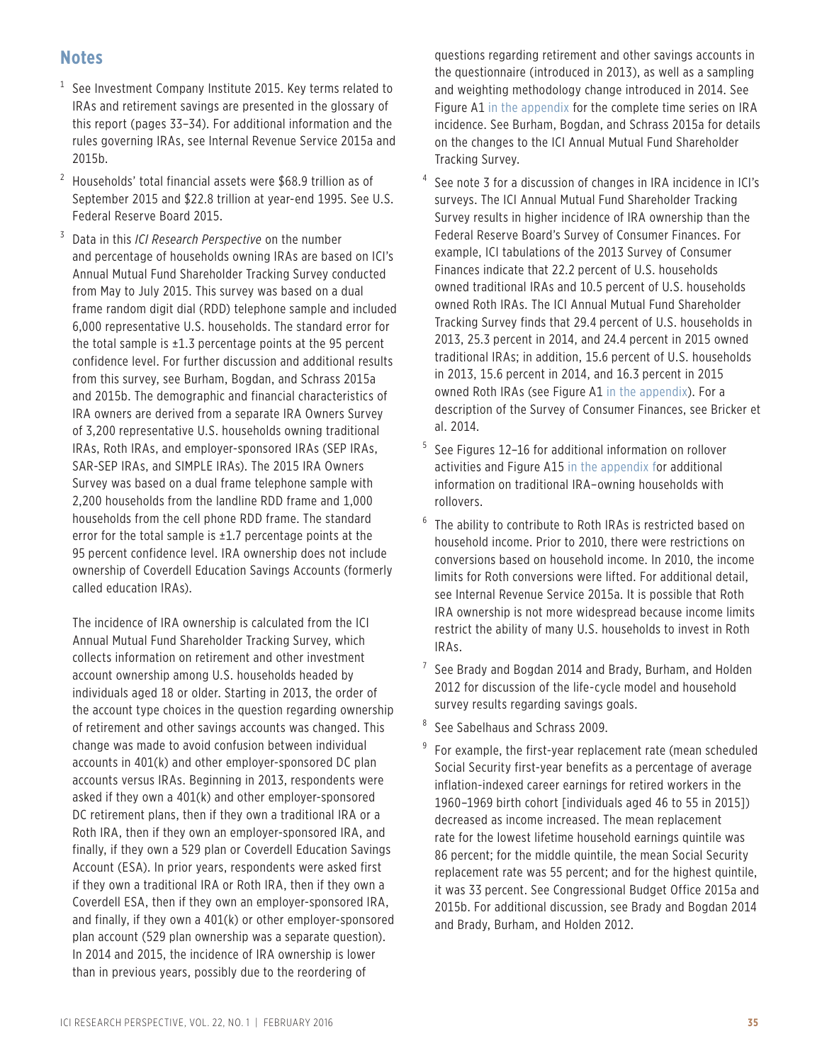## Notes

1. See Investment Company Institute 2015. Key terms related to IRAs and retirement savings are presented in the glossary of this report (pages 33–34). For additional information and the rules governing IRAs, see Internal Revenue Service 2015a and 2015b.

2. Households' total financial assets were $68.9 trillion as of September 2015 and $22.8 trillion at year-end 1995. See U.S. Federal Reserve Board 2015.

3. Data in this *ICI Research Perspective* on the number and percentage of households owning IRAs are based on ICI's Annual Mutual Fund Shareholder Tracking Survey conducted from May to July 2015. This survey was based on a dual frame random digit dial (RDD) telephone sample and included 6,000 representative U.S. households. The standard error for the total sample is ±1.3 percentage points at the 95 percent confidence level. For further discussion and additional results from this survey, see Burham, Bogdan, and Schrass 2015a and 2015b. The demographic and financial characteristics of IRA owners are derived from a separate IRA Owners Survey of 3,200 representative U.S. households owning traditional IRAs, Roth IRAs, and employer-sponsored IRAs (SEP IRAs, SAR-SEP IRAs, and SIMPLE IRAs). The 2015 IRA Owners Survey was based on a dual frame telephone sample with 2,200 households from the landline RDD frame and 1,000 households from the cell phone RDD frame. The standard error for the total sample is ±1.7 percentage points at the 95 percent confidence level. IRA ownership does not include ownership of Coverdell Education Savings Accounts (formerly called education IRAs).

   The incidence of IRA ownership is calculated from the ICI Annual Mutual Fund Shareholder Tracking Survey, which collects information on retirement and other investment account ownership among U.S. households headed by individuals aged 18 or older. Starting in 2013, the order of the account type choices in the question regarding ownership of retirement and other savings accounts was changed. This change was made to avoid confusion between individual accounts in 401(k) and other employer-sponsored DC plan accounts versus IRAs. Beginning in 2013, respondents were asked if they own a 401(k) and other employer-sponsored DC retirement plans, then if they own a traditional IRA or a Roth IRA, then if they own an employer-sponsored IRA, and finally, if they own a 529 plan or Coverdell Education Savings Account (ESA). In prior years, respondents were asked first if they own a traditional IRA or Roth IRA, then if they own a Coverdell ESA, then if they own an employer-sponsored IRA, and finally, if they own a 401(k) or other employer-sponsored plan account (529 plan ownership was a separate question). In 2014 and 2015, the incidence of IRA ownership is lower than in previous years, possibly due to the reordering of questions regarding retirement and other savings accounts in the questionnaire (introduced in 2013), as well as a sampling and weighting methodology change introduced in 2014. See Figure A1 in the appendix for the complete time series on IRA incidence. See Burham, Bogdan, and Schrass 2015a for details on the changes to the ICI Annual Mutual Fund Shareholder Tracking Survey.

4. See note 3 for a discussion of changes in IRA incidence in ICI's surveys. The ICI Annual Mutual Fund Shareholder Tracking Survey results in higher incidence of IRA ownership than the Federal Reserve Board's Survey of Consumer Finances. For example, ICI tabulations of the 2013 Survey of Consumer Finances indicate that 22.2 percent of U.S. households owned traditional IRAs and 10.5 percent of U.S. households owned Roth IRAs. The ICI Annual Mutual Fund Shareholder Tracking Survey finds that 29.4 percent of U.S. households in 2013, 25.3 percent in 2014, and 24.4 percent in 2015 owned traditional IRAs; in addition, 15.6 percent of U.S. households in 2013, 15.6 percent in 2014, and 16.3 percent in 2015 owned Roth IRAs (see Figure A1 in the appendix). For a description of the Survey of Consumer Finances, see Bricker et al. 2014.

5. See Figures 12–16 for additional information on rollover activities and Figure A15 in the appendix for additional information on traditional IRA–owning households with rollovers.

6. The ability to contribute to Roth IRAs is restricted based on household income. Prior to 2010, there were restrictions on conversions based on household income. In 2010, the income limits for Roth conversions were lifted. For additional detail, see Internal Revenue Service 2015a. It is possible that Roth IRA ownership is not more widespread because income limits restrict the ability of many U.S. households to invest in Roth IRAs.

7. See Brady and Bogdan 2014 and Brady, Burham, and Holden 2012 for discussion of the life-cycle model and household survey results regarding savings goals.

8. See Sabelhaus and Schrass 2009.

9. For example, the first-year replacement rate (mean scheduled Social Security first-year benefits as a percentage of average inflation-indexed career earnings for retired workers in the 1960–1969 birth cohort [individuals aged 46 to 55 in 2015]) decreased as income increased. The mean replacement rate for the lowest lifetime household earnings quintile was 86 percent; for the middle quintile, the mean Social Security replacement rate was 55 percent; and for the highest quintile, it was 33 percent. See Congressional Budget Office 2015a and 2015b. For additional discussion, see Brady and Bogdan 2014 and Brady, Burham, and Holden 2012.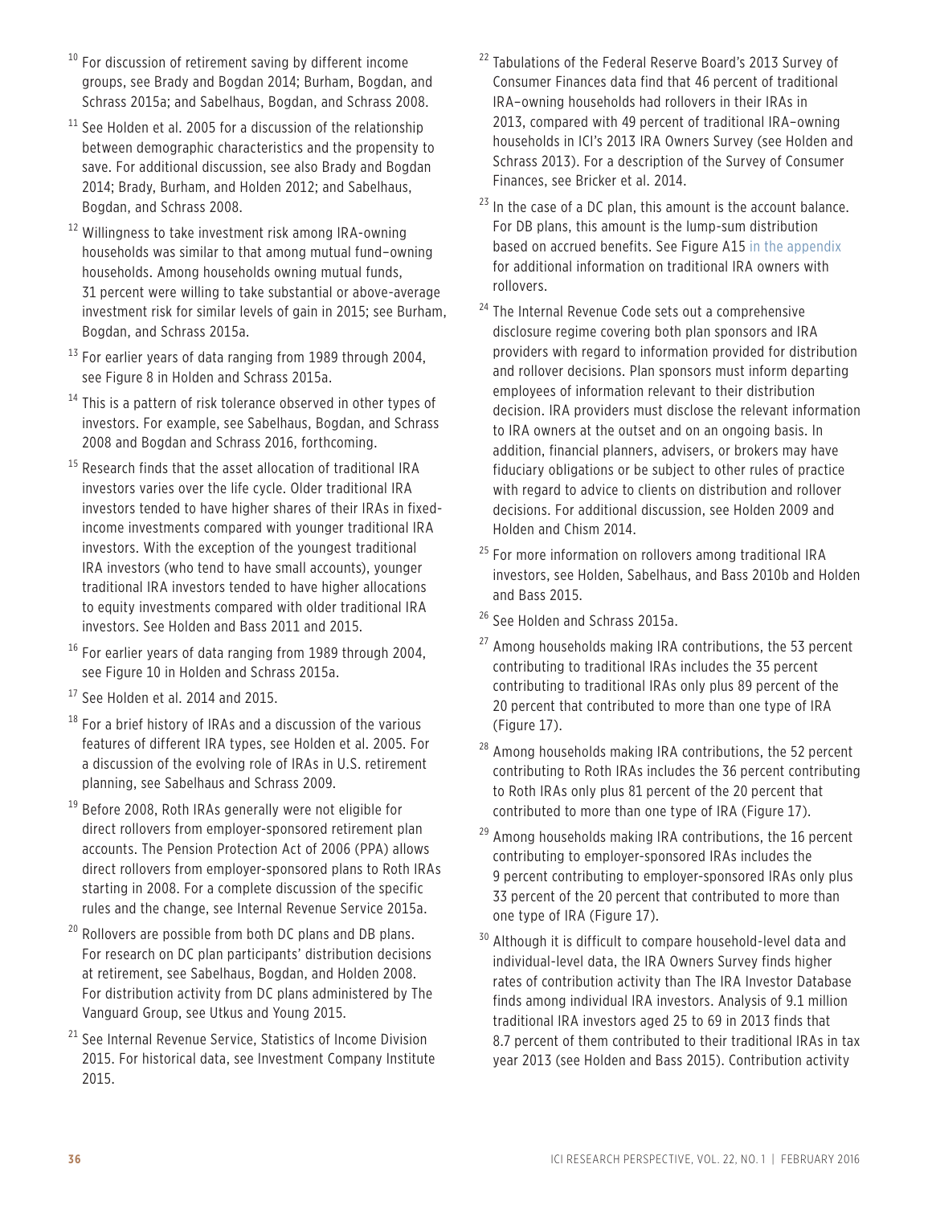[10] For discussion of retirement saving by different income groups, see Brady and Bogdan 2014; Burham, Bogdan, and Schrass 2015a; and Sabelhaus, Bogdan, and Schrass 2008.

[11] See Holden et al. 2005 for a discussion of the relationship between demographic characteristics and the propensity to save. For additional discussion, see also Brady and Bogdan 2014; Brady, Burham, and Holden 2012; and Sabelhaus, Bogdan, and Schrass 2008.

[12] Willingness to take investment risk among IRA-owning households was similar to that among mutual fund–owning households. Among households owning mutual funds, 31 percent were willing to take substantial or above-average investment risk for similar levels of gain in 2015; see Burham, Bogdan, and Schrass 2015a.

[13] For earlier years of data ranging from 1989 through 2004, see Figure 8 in Holden and Schrass 2015a.

[14] This is a pattern of risk tolerance observed in other types of investors. For example, see Sabelhaus, Bogdan, and Schrass 2008 and Bogdan and Schrass 2016, forthcoming.

[15] Research finds that the asset allocation of traditional IRA investors varies over the life cycle. Older traditional IRA investors tended to have higher shares of their IRAs in fixed-income investments compared with younger traditional IRA investors. With the exception of the youngest traditional IRA investors (who tend to have small accounts), younger traditional IRA investors tended to have higher allocations to equity investments compared with older traditional IRA investors. See Holden and Bass 2011 and 2015.

[16] For earlier years of data ranging from 1989 through 2004, see Figure 10 in Holden and Schrass 2015a.

[17] See Holden et al. 2014 and 2015.

[18] For a brief history of IRAs and a discussion of the various features of different IRA types, see Holden et al. 2005. For a discussion of the evolving role of IRAs in U.S. retirement planning, see Sabelhaus and Schrass 2009.

[19] Before 2008, Roth IRAs generally were not eligible for direct rollovers from employer-sponsored retirement plan accounts. The Pension Protection Act of 2006 (PPA) allows direct rollovers from employer-sponsored plans to Roth IRAs starting in 2008. For a complete discussion of the specific rules and the change, see Internal Revenue Service 2015a.

[20] Rollovers are possible from both DC plans and DB plans. For research on DC plan participants' distribution decisions at retirement, see Sabelhaus, Bogdan, and Holden 2008. For distribution activity from DC plans administered by The Vanguard Group, see Utkus and Young 2015.

[21] See Internal Revenue Service, Statistics of Income Division 2015. For historical data, see Investment Company Institute 2015.

[22] Tabulations of the Federal Reserve Board's 2013 Survey of Consumer Finances data find that 46 percent of traditional IRA–owning households had rollovers in their IRAs in 2013, compared with 49 percent of traditional IRA–owning households in ICI's 2013 IRA Owners Survey (see Holden and Schrass 2013). For a description of the Survey of Consumer Finances, see Bricker et al. 2014.

[23] In the case of a DC plan, this amount is the account balance. For DB plans, this amount is the lump-sum distribution based on accrued benefits. See Figure A15 in the appendix for additional information on traditional IRA owners with rollovers.

[24] The Internal Revenue Code sets out a comprehensive disclosure regime covering both plan sponsors and IRA providers with regard to information provided for distribution and rollover decisions. Plan sponsors must inform departing employees of information relevant to their distribution decision. IRA providers must disclose the relevant information to IRA owners at the outset and on an ongoing basis. In addition, financial planners, advisers, or brokers may have fiduciary obligations or be subject to other rules of practice with regard to advice to clients on distribution and rollover decisions. For additional discussion, see Holden 2009 and Holden and Chism 2014.

[25] For more information on rollovers among traditional IRA investors, see Holden, Sabelhaus, and Bass 2010b and Holden and Bass 2015.

[26] See Holden and Schrass 2015a.

[27] Among households making IRA contributions, the 53 percent contributing to traditional IRAs includes the 35 percent contributing to traditional IRAs only plus 89 percent of the 20 percent that contributed to more than one type of IRA (Figure 17).

[28] Among households making IRA contributions, the 52 percent contributing to Roth IRAs includes the 36 percent contributing to Roth IRAs only plus 81 percent of the 20 percent that contributed to more than one type of IRA (Figure 17).

[29] Among households making IRA contributions, the 16 percent contributing to employer-sponsored IRAs includes the 9 percent contributing to employer-sponsored IRAs only plus 33 percent of the 20 percent that contributed to more than one type of IRA (Figure 17).

[30] Although it is difficult to compare household-level data and individual-level data, the IRA Owners Survey finds higher rates of contribution activity than The IRA Investor Database finds among individual IRA investors. Analysis of 9.1 million traditional IRA investors aged 25 to 69 in 2013 finds that 8.7 percent of them contributed to their traditional IRAs in tax year 2013 (see Holden and Bass 2015). Contribution activity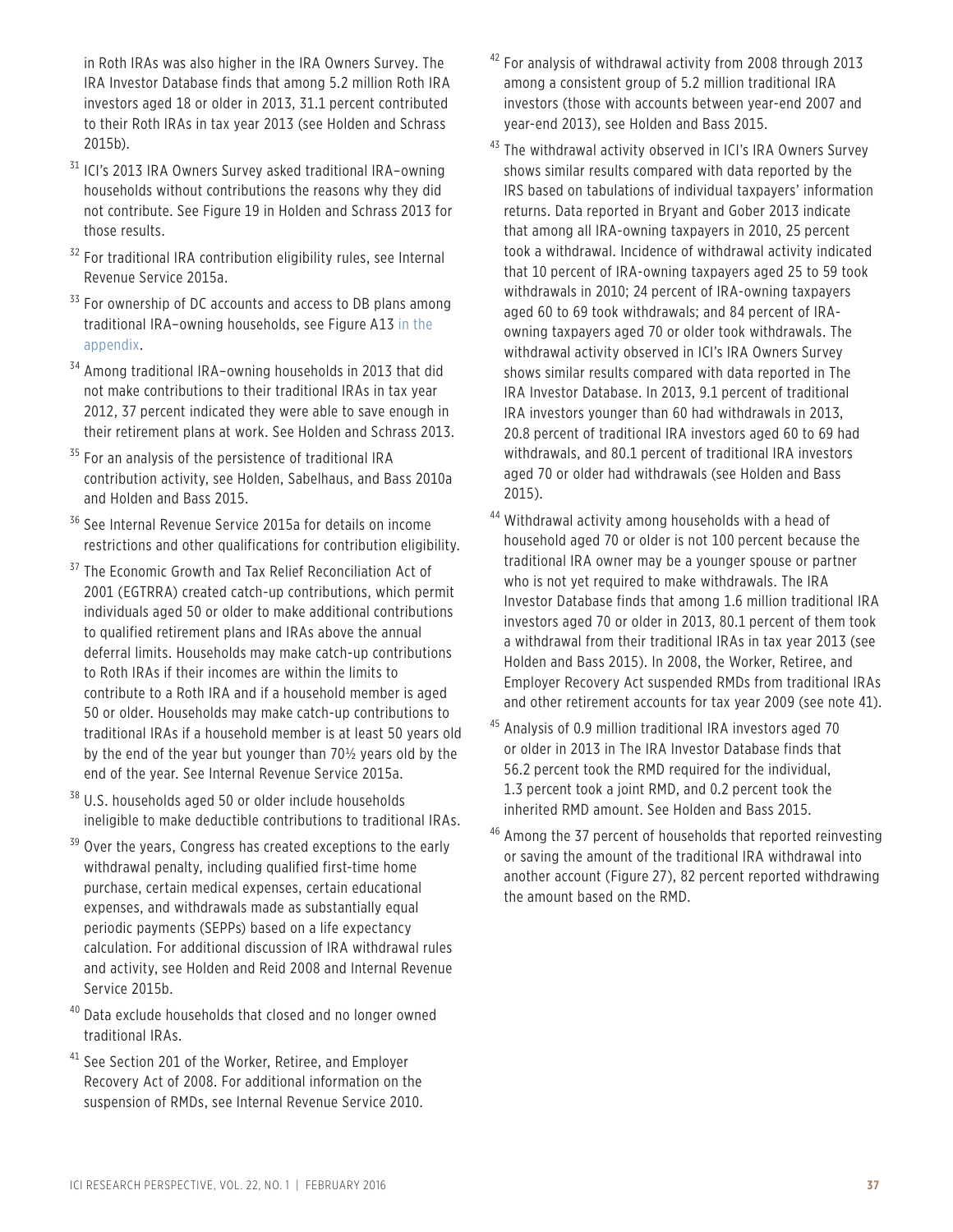in Roth IRAs was also higher in the IRA Owners Survey. The IRA Investor Database finds that among 5.2 million Roth IRA investors aged 18 or older in 2013, 31.1 percent contributed to their Roth IRAs in tax year 2013 (see Holden and Schrass 2015b).

[31] ICI's 2013 IRA Owners Survey asked traditional IRA–owning households without contributions the reasons why they did not contribute. See Figure 19 in Holden and Schrass 2013 for those results.

[32] For traditional IRA contribution eligibility rules, see Internal Revenue Service 2015a.

[33] For ownership of DC accounts and access to DB plans among traditional IRA–owning households, see Figure A13 in the appendix.

[34] Among traditional IRA–owning households in 2013 that did not make contributions to their traditional IRAs in tax year 2012, 37 percent indicated they were able to save enough in their retirement plans at work. See Holden and Schrass 2013.

[35] For an analysis of the persistence of traditional IRA contribution activity, see Holden, Sabelhaus, and Bass 2010a and Holden and Bass 2015.

[36] See Internal Revenue Service 2015a for details on income restrictions and other qualifications for contribution eligibility.

[37] The Economic Growth and Tax Relief Reconciliation Act of 2001 (EGTRRA) created catch-up contributions, which permit individuals aged 50 or older to make additional contributions to qualified retirement plans and IRAs above the annual deferral limits. Households may make catch-up contributions to Roth IRAs if their incomes are within the limits to contribute to a Roth IRA and if a household member is aged 50 or older. Households may make catch-up contributions to traditional IRAs if a household member is at least 50 years old by the end of the year but younger than 70½ years old by the end of the year. See Internal Revenue Service 2015a.

[38] U.S. households aged 50 or older include households ineligible to make deductible contributions to traditional IRAs.

[39] Over the years, Congress has created exceptions to the early withdrawal penalty, including qualified first-time home purchase, certain medical expenses, certain educational expenses, and withdrawals made as substantially equal periodic payments (SEPPs) based on a life expectancy calculation. For additional discussion of IRA withdrawal rules and activity, see Holden and Reid 2008 and Internal Revenue Service 2015b.

[40] Data exclude households that closed and no longer owned traditional IRAs.

[41] See Section 201 of the Worker, Retiree, and Employer Recovery Act of 2008. For additional information on the suspension of RMDs, see Internal Revenue Service 2010.

[42] For analysis of withdrawal activity from 2008 through 2013 among a consistent group of 5.2 million traditional IRA investors (those with accounts between year-end 2007 and year-end 2013), see Holden and Bass 2015.

[43] The withdrawal activity observed in ICI's IRA Owners Survey shows similar results compared with data reported by the IRS based on tabulations of individual taxpayers' information returns. Data reported in Bryant and Gober 2013 indicate that among all IRA-owning taxpayers in 2010, 25 percent took a withdrawal. Incidence of withdrawal activity indicated that 10 percent of IRA-owning taxpayers aged 25 to 59 took withdrawals in 2010; 24 percent of IRA-owning taxpayers aged 60 to 69 took withdrawals; and 84 percent of IRA-owning taxpayers aged 70 or older took withdrawals. The withdrawal activity observed in ICI's IRA Owners Survey shows similar results compared with data reported in The IRA Investor Database. In 2013, 9.1 percent of traditional IRA investors younger than 60 had withdrawals in 2013, 20.8 percent of traditional IRA investors aged 60 to 69 had withdrawals, and 80.1 percent of traditional IRA investors aged 70 or older had withdrawals (see Holden and Bass 2015).

[44] Withdrawal activity among households with a head of household aged 70 or older is not 100 percent because the traditional IRA owner may be a younger spouse or partner who is not yet required to make withdrawals. The IRA Investor Database finds that among 1.6 million traditional IRA investors aged 70 or older in 2013, 80.1 percent of them took a withdrawal from their traditional IRAs in tax year 2013 (see Holden and Bass 2015). In 2008, the Worker, Retiree, and Employer Recovery Act suspended RMDs from traditional IRAs and other retirement accounts for tax year 2009 (see note 41).

[45] Analysis of 0.9 million traditional IRA investors aged 70 or older in 2013 in The IRA Investor Database finds that 56.2 percent took the RMD required for the individual, 1.3 percent took a joint RMD, and 0.2 percent took the inherited RMD amount. See Holden and Bass 2015.

[46] Among the 37 percent of households that reported reinvesting or saving the amount of the traditional IRA withdrawal into another account (Figure 27), 82 percent reported withdrawing the amount based on the RMD.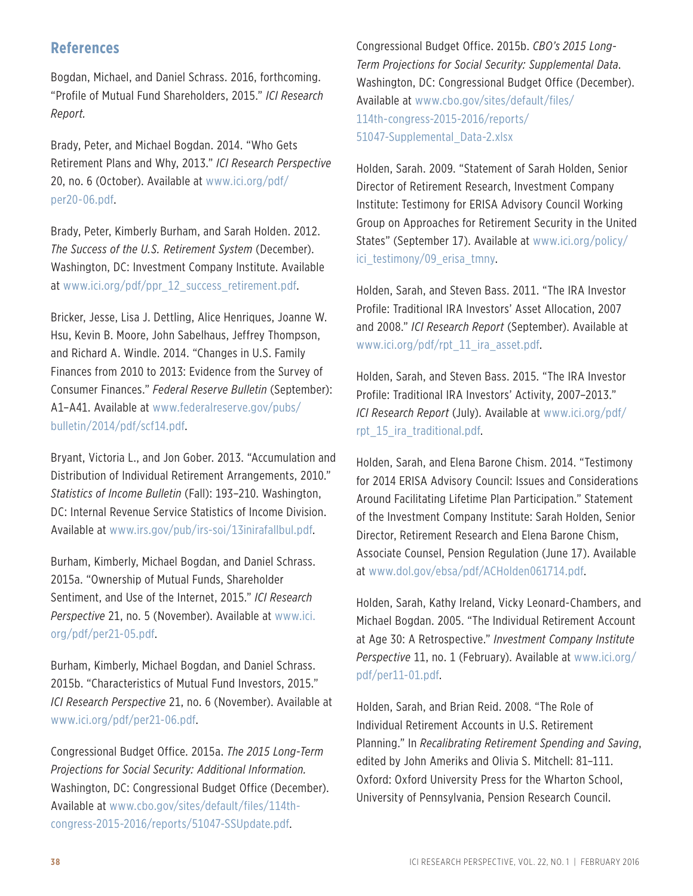## References

Bogdan, Michael, and Daniel Schrass. 2016, forthcoming. "Profile of Mutual Fund Shareholders, 2015." *ICI Research Report.*

Brady, Peter, and Michael Bogdan. 2014. "Who Gets Retirement Plans and Why, 2013." *ICI Research Perspective* 20, no. 6 (October). Available at www.ici.org/pdf/per20-06.pdf.

Brady, Peter, Kimberly Burham, and Sarah Holden. 2012. *The Success of the U.S. Retirement System* (December). Washington, DC: Investment Company Institute. Available at www.ici.org/pdf/ppr_12_success_retirement.pdf.

Bricker, Jesse, Lisa J. Dettling, Alice Henriques, Joanne W. Hsu, Kevin B. Moore, John Sabelhaus, Jeffrey Thompson, and Richard A. Windle. 2014. "Changes in U.S. Family Finances from 2010 to 2013: Evidence from the Survey of Consumer Finances." *Federal Reserve Bulletin* (September): A1–A41. Available at www.federalreserve.gov/pubs/bulletin/2014/pdf/scf14.pdf.

Bryant, Victoria L., and Jon Gober. 2013. "Accumulation and Distribution of Individual Retirement Arrangements, 2010." *Statistics of Income Bulletin* (Fall): 193–210. Washington, DC: Internal Revenue Service Statistics of Income Division. Available at www.irs.gov/pub/irs-soi/13inirafallbul.pdf.

Burham, Kimberly, Michael Bogdan, and Daniel Schrass. 2015a. "Ownership of Mutual Funds, Shareholder Sentiment, and Use of the Internet, 2015." *ICI Research Perspective* 21, no. 5 (November). Available at www.ici.org/pdf/per21-05.pdf.

Burham, Kimberly, Michael Bogdan, and Daniel Schrass. 2015b. "Characteristics of Mutual Fund Investors, 2015." *ICI Research Perspective* 21, no. 6 (November). Available at www.ici.org/pdf/per21-06.pdf.

Congressional Budget Office. 2015a. *The 2015 Long-Term Projections for Social Security: Additional Information.* Washington, DC: Congressional Budget Office (December). Available at www.cbo.gov/sites/default/files/114th-congress-2015-2016/reports/51047-SSUpdate.pdf.

Congressional Budget Office. 2015b. *CBO's 2015 Long-Term Projections for Social Security: Supplemental Data.* Washington, DC: Congressional Budget Office (December). Available at www.cbo.gov/sites/default/files/114th-congress-2015-2016/reports/51047-Supplemental_Data-2.xlsx

Holden, Sarah. 2009. "Statement of Sarah Holden, Senior Director of Retirement Research, Investment Company Institute: Testimony for ERISA Advisory Council Working Group on Approaches for Retirement Security in the United States" (September 17). Available at www.ici.org/policy/ici_testimony/09_erisa_tmny.

Holden, Sarah, and Steven Bass. 2011. "The IRA Investor Profile: Traditional IRA Investors' Asset Allocation, 2007 and 2008." *ICI Research Report* (September). Available at www.ici.org/pdf/rpt_11_ira_asset.pdf.

Holden, Sarah, and Steven Bass. 2015. "The IRA Investor Profile: Traditional IRA Investors' Activity, 2007–2013." *ICI Research Report* (July). Available at www.ici.org/pdf/rpt_15_ira_traditional.pdf.

Holden, Sarah, and Elena Barone Chism. 2014. "Testimony for 2014 ERISA Advisory Council: Issues and Considerations Around Facilitating Lifetime Plan Participation." Statement of the Investment Company Institute: Sarah Holden, Senior Director, Retirement Research and Elena Barone Chism, Associate Counsel, Pension Regulation (June 17). Available at www.dol.gov/ebsa/pdf/ACHolden061714.pdf.

Holden, Sarah, Kathy Ireland, Vicky Leonard-Chambers, and Michael Bogdan. 2005. "The Individual Retirement Account at Age 30: A Retrospective." *Investment Company Institute Perspective* 11, no. 1 (February). Available at www.ici.org/pdf/per11-01.pdf.

Holden, Sarah, and Brian Reid. 2008. "The Role of Individual Retirement Accounts in U.S. Retirement Planning." In *Recalibrating Retirement Spending and Saving*, edited by John Ameriks and Olivia S. Mitchell: 81–111. Oxford: Oxford University Press for the Wharton School, University of Pennsylvania, Pension Research Council.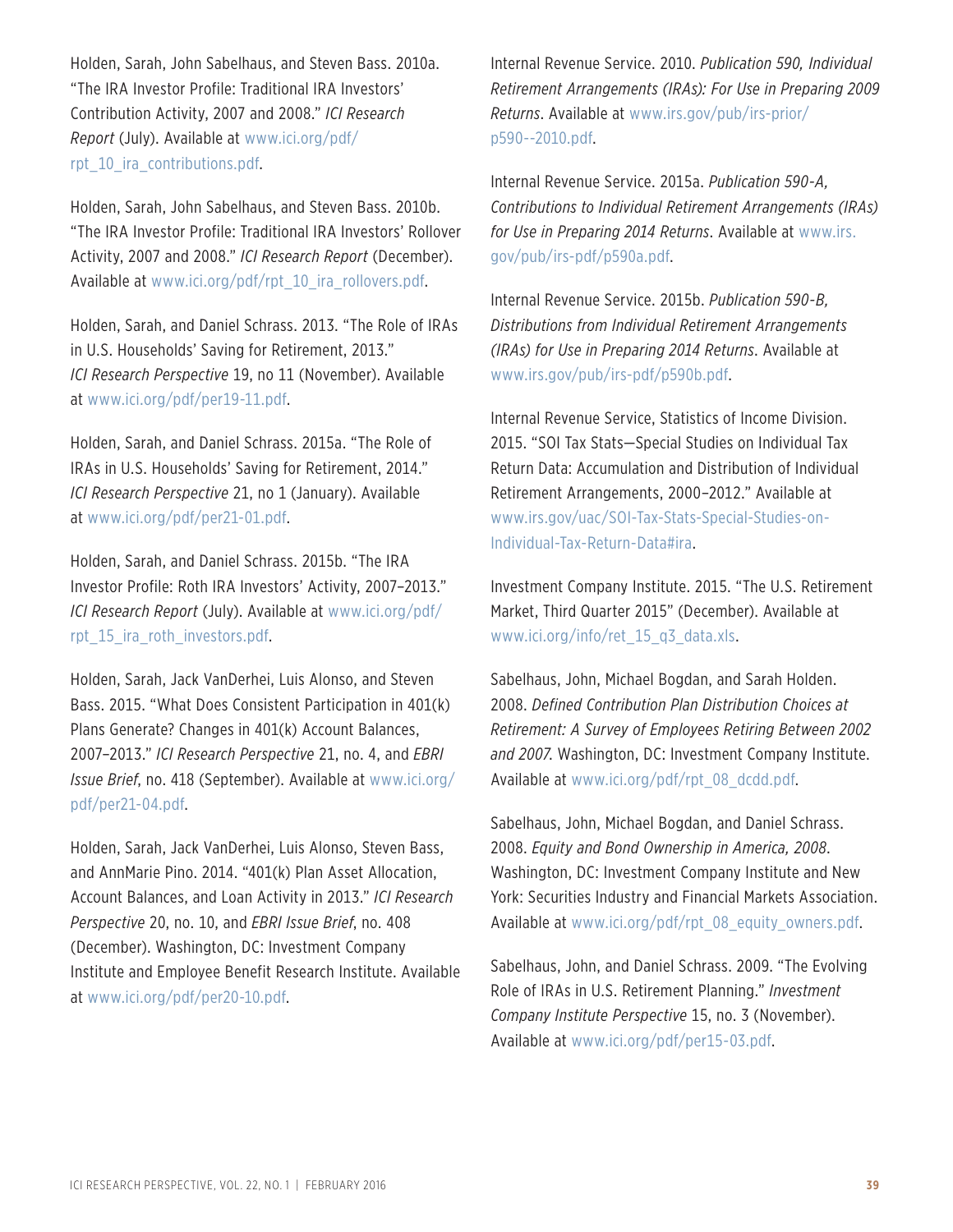Holden, Sarah, John Sabelhaus, and Steven Bass. 2010a. "The IRA Investor Profile: Traditional IRA Investors' Contribution Activity, 2007 and 2008." *ICI Research Report* (July). Available at www.ici.org/pdf/rpt_10_ira_contributions.pdf.

Holden, Sarah, John Sabelhaus, and Steven Bass. 2010b. "The IRA Investor Profile: Traditional IRA Investors' Rollover Activity, 2007 and 2008." *ICI Research Report* (December). Available at www.ici.org/pdf/rpt_10_ira_rollovers.pdf.

Holden, Sarah, and Daniel Schrass. 2013. "The Role of IRAs in U.S. Households' Saving for Retirement, 2013." *ICI Research Perspective* 19, no 11 (November). Available at www.ici.org/pdf/per19-11.pdf.

Holden, Sarah, and Daniel Schrass. 2015a. "The Role of IRAs in U.S. Households' Saving for Retirement, 2014." *ICI Research Perspective* 21, no 1 (January). Available at www.ici.org/pdf/per21-01.pdf.

Holden, Sarah, and Daniel Schrass. 2015b. "The IRA Investor Profile: Roth IRA Investors' Activity, 2007–2013." *ICI Research Report* (July). Available at www.ici.org/pdf/rpt_15_ira_roth_investors.pdf.

Holden, Sarah, Jack VanDerhei, Luis Alonso, and Steven Bass. 2015. "What Does Consistent Participation in 401(k) Plans Generate? Changes in 401(k) Account Balances, 2007–2013." *ICI Research Perspective* 21, no. 4, and *EBRI Issue Brief*, no. 418 (September). Available at www.ici.org/pdf/per21-04.pdf.

Holden, Sarah, Jack VanDerhei, Luis Alonso, Steven Bass, and AnnMarie Pino. 2014. "401(k) Plan Asset Allocation, Account Balances, and Loan Activity in 2013." *ICI Research Perspective* 20, no. 10, and *EBRI Issue Brief*, no. 408 (December). Washington, DC: Investment Company Institute and Employee Benefit Research Institute. Available at www.ici.org/pdf/per20-10.pdf.

Internal Revenue Service. 2010. *Publication 590, Individual Retirement Arrangements (IRAs): For Use in Preparing 2009 Returns*. Available at www.irs.gov/pub/irs-prior/p590--2010.pdf.

Internal Revenue Service. 2015a. *Publication 590-A, Contributions to Individual Retirement Arrangements (IRAs) for Use in Preparing 2014 Returns*. Available at www.irs.gov/pub/irs-pdf/p590a.pdf.

Internal Revenue Service. 2015b. *Publication 590-B, Distributions from Individual Retirement Arrangements (IRAs) for Use in Preparing 2014 Returns*. Available at www.irs.gov/pub/irs-pdf/p590b.pdf.

Internal Revenue Service, Statistics of Income Division. 2015. "SOI Tax Stats—Special Studies on Individual Tax Return Data: Accumulation and Distribution of Individual Retirement Arrangements, 2000–2012." Available at www.irs.gov/uac/SOI-Tax-Stats-Special-Studies-on-Individual-Tax-Return-Data#ira.

Investment Company Institute. 2015. "The U.S. Retirement Market, Third Quarter 2015" (December). Available at www.ici.org/info/ret_15_q3_data.xls.

Sabelhaus, John, Michael Bogdan, and Sarah Holden. 2008. *Defined Contribution Plan Distribution Choices at Retirement: A Survey of Employees Retiring Between 2002 and 2007*. Washington, DC: Investment Company Institute. Available at www.ici.org/pdf/rpt_08_dcdd.pdf.

Sabelhaus, John, Michael Bogdan, and Daniel Schrass. 2008. *Equity and Bond Ownership in America, 2008*. Washington, DC: Investment Company Institute and New York: Securities Industry and Financial Markets Association. Available at www.ici.org/pdf/rpt_08_equity_owners.pdf.

Sabelhaus, John, and Daniel Schrass. 2009. "The Evolving Role of IRAs in U.S. Retirement Planning." *Investment Company Institute Perspective* 15, no. 3 (November). Available at www.ici.org/pdf/per15-03.pdf.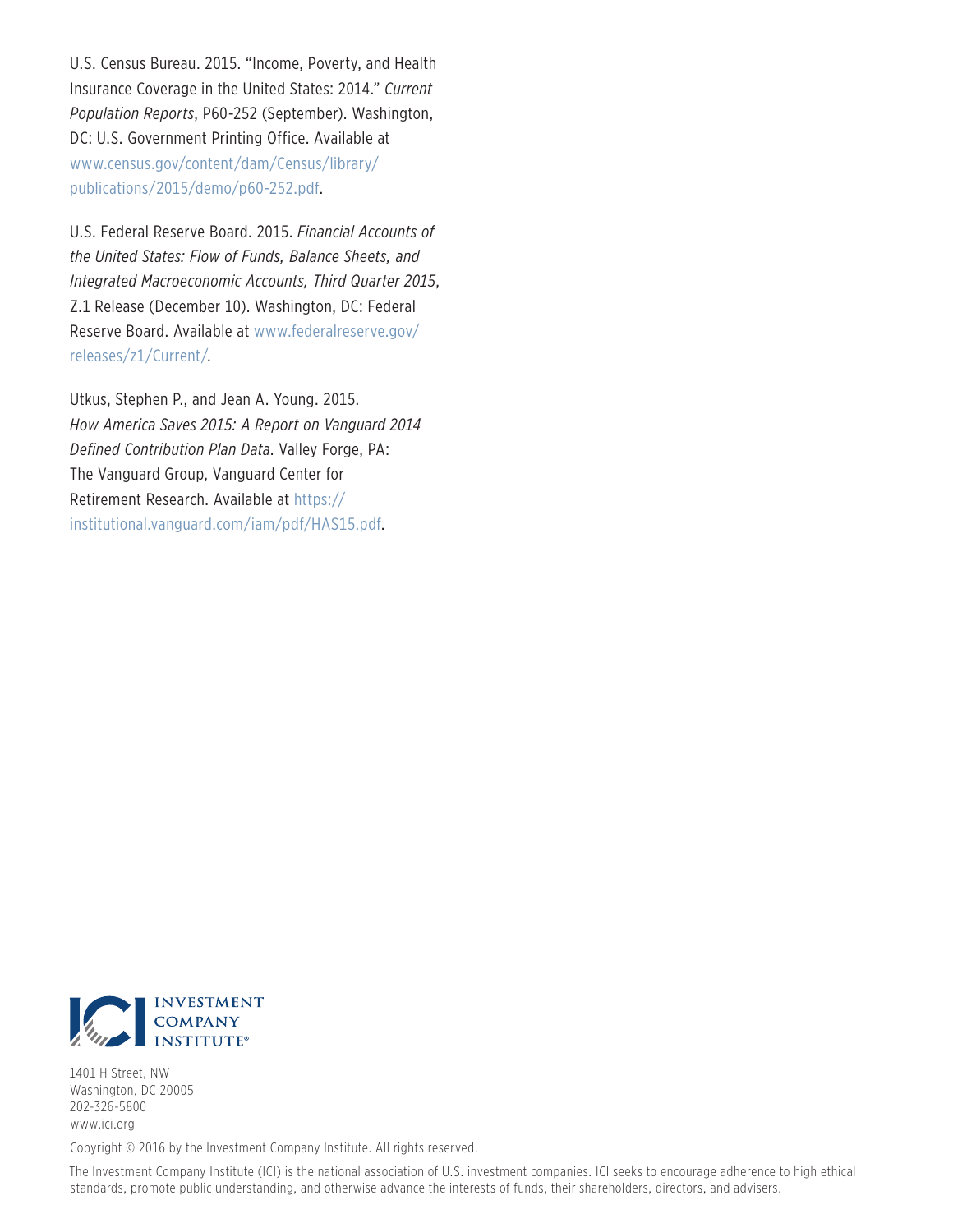U.S. Census Bureau. 2015. "Income, Poverty, and Health Insurance Coverage in the United States: 2014." *Current Population Reports*, P60-252 (September). Washington, DC: U.S. Government Printing Office. Available at www.census.gov/content/dam/Census/library/publications/2015/demo/p60-252.pdf.

U.S. Federal Reserve Board. 2015. *Financial Accounts of the United States: Flow of Funds, Balance Sheets, and Integrated Macroeconomic Accounts, Third Quarter 2015*, Z.1 Release (December 10). Washington, DC: Federal Reserve Board. Available at www.federalreserve.gov/releases/z1/Current/.

Utkus, Stephen P., and Jean A. Young. 2015. *How America Saves 2015: A Report on Vanguard 2014 Defined Contribution Plan Data*. Valley Forge, PA: The Vanguard Group, Vanguard Center for Retirement Research. Available at https://institutional.vanguard.com/iam/pdf/HAS15.pdf.

INVESTMENT COMPANY INSTITUTE®

1401 H Street, NW
Washington, DC 20005
202-326-5800
www.ici.org

Copyright © 2016 by the Investment Company Institute. All rights reserved.

The Investment Company Institute (ICI) is the national association of U.S. investment companies. ICI seeks to encourage adherence to high ethical standards, promote public understanding, and otherwise advance the interests of funds, their shareholders, directors, and advisers.